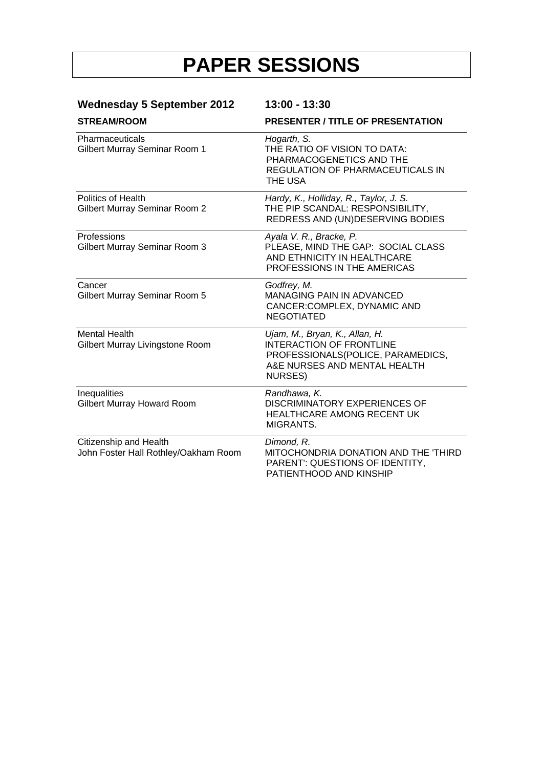# PAPER SESSIONS

**Wednesday 5 September 2012** **13:00 - 13:30**

| STREAM/ROOM | PRESENTER / TITLE OF PRESENTATION |
|---|---|
| Pharmaceuticals<br>Gilbert Murray Seminar Room 1 | *Hogarth, S.*<br>THE RATIO OF VISION TO DATA: PHARMACOGENETICS AND THE REGULATION OF PHARMACEUTICALS IN THE USA |
| Politics of Health<br>Gilbert Murray Seminar Room 2 | *Hardy, K., Holliday, R., Taylor, J. S.*<br>THE PIP SCANDAL: RESPONSIBILITY, REDRESS AND (UN)DESERVING BODIES |
| Professions<br>Gilbert Murray Seminar Room 3 | *Ayala V. R., Bracke, P.*<br>PLEASE, MIND THE GAP: SOCIAL CLASS AND ETHNICITY IN HEALTHCARE PROFESSIONS IN THE AMERICAS |
| Cancer<br>Gilbert Murray Seminar Room 5 | *Godfrey, M.*<br>MANAGING PAIN IN ADVANCED CANCER:COMPLEX, DYNAMIC AND NEGOTIATED |
| Mental Health<br>Gilbert Murray Livingstone Room | *Ujam, M., Bryan, K., Allan, H.*<br>INTERACTION OF FRONTLINE PROFESSIONALS(POLICE, PARAMEDICS, A&E NURSES AND MENTAL HEALTH NURSES) |
| Inequalities<br>Gilbert Murray Howard Room | *Randhawa, K.*<br>DISCRIMINATORY EXPERIENCES OF HEALTHCARE AMONG RECENT UK MIGRANTS. |
| Citizenship and Health<br>John Foster Hall Rothley/Oakham Room | *Dimond, R.*<br>MITOCHONDRIA DONATION AND THE 'THIRD PARENT': QUESTIONS OF IDENTITY, PATIENTHOOD AND KINSHIP |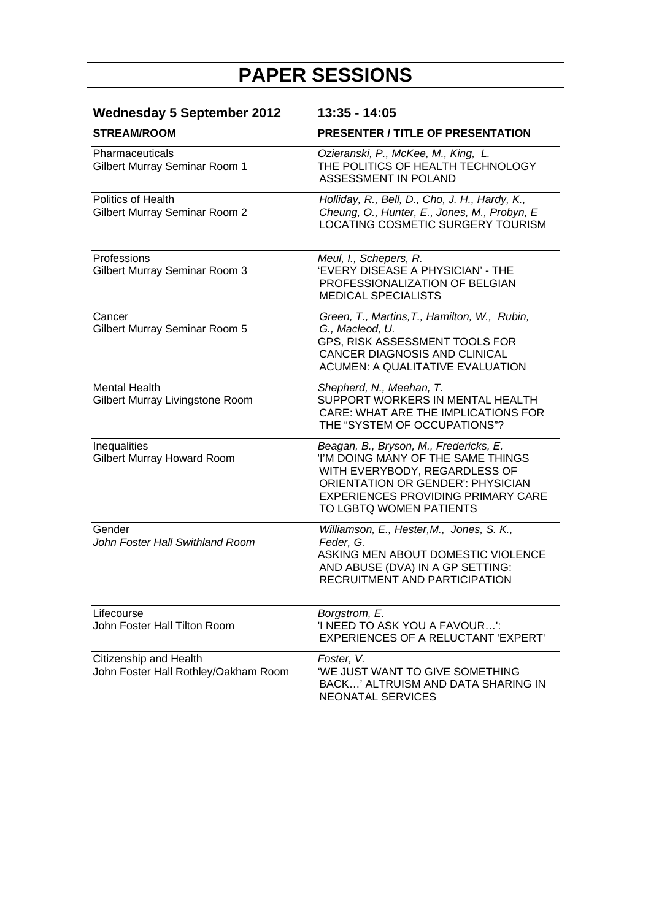# PAPER SESSIONS

**Wednesday 5 September 2012** **13:35 - 14:05**

| STREAM/ROOM | PRESENTER / TITLE OF PRESENTATION |
| --- | --- |
| Pharmaceuticals<br>Gilbert Murray Seminar Room 1 | *Ozieranski, P., McKee, M., King, L.*<br>THE POLITICS OF HEALTH TECHNOLOGY ASSESSMENT IN POLAND |
| Politics of Health<br>Gilbert Murray Seminar Room 2 | *Holliday, R., Bell, D., Cho, J. H., Hardy, K., Cheung, O., Hunter, E., Jones, M., Probyn, E*<br>LOCATING COSMETIC SURGERY TOURISM |
| Professions<br>Gilbert Murray Seminar Room 3 | *Meul, I., Schepers, R.*<br>'EVERY DISEASE A PHYSICIAN' - THE PROFESSIONALIZATION OF BELGIAN MEDICAL SPECIALISTS |
| Cancer<br>Gilbert Murray Seminar Room 5 | *Green, T., Martins,T., Hamilton, W., Rubin, G., Macleod, U.*<br>GPS, RISK ASSESSMENT TOOLS FOR CANCER DIAGNOSIS AND CLINICAL ACUMEN: A QUALITATIVE EVALUATION |
| Mental Health<br>Gilbert Murray Livingstone Room | *Shepherd, N., Meehan, T.*<br>SUPPORT WORKERS IN MENTAL HEALTH CARE: WHAT ARE THE IMPLICATIONS FOR THE "SYSTEM OF OCCUPATIONS"? |
| Inequalities<br>Gilbert Murray Howard Room | *Beagan, B., Bryson, M., Fredericks, E.*<br>'I'M DOING MANY OF THE SAME THINGS WITH EVERYBODY, REGARDLESS OF ORIENTATION OR GENDER': PHYSICIAN EXPERIENCES PROVIDING PRIMARY CARE TO LGBTQ WOMEN PATIENTS |
| Gender<br>*John Foster Hall Swithland Room* | *Williamson, E., Hester,M., Jones, S. K., Feder, G.*<br>ASKING MEN ABOUT DOMESTIC VIOLENCE AND ABUSE (DVA) IN A GP SETTING: RECRUITMENT AND PARTICIPATION |
| Lifecourse<br>John Foster Hall Tilton Room | *Borgstrom, E.*<br>'I NEED TO ASK YOU A FAVOUR…': EXPERIENCES OF A RELUCTANT 'EXPERT' |
| Citizenship and Health<br>John Foster Hall Rothley/Oakham Room | *Foster, V.*<br>'WE JUST WANT TO GIVE SOMETHING BACK…' ALTRUISM AND DATA SHARING IN NEONATAL SERVICES |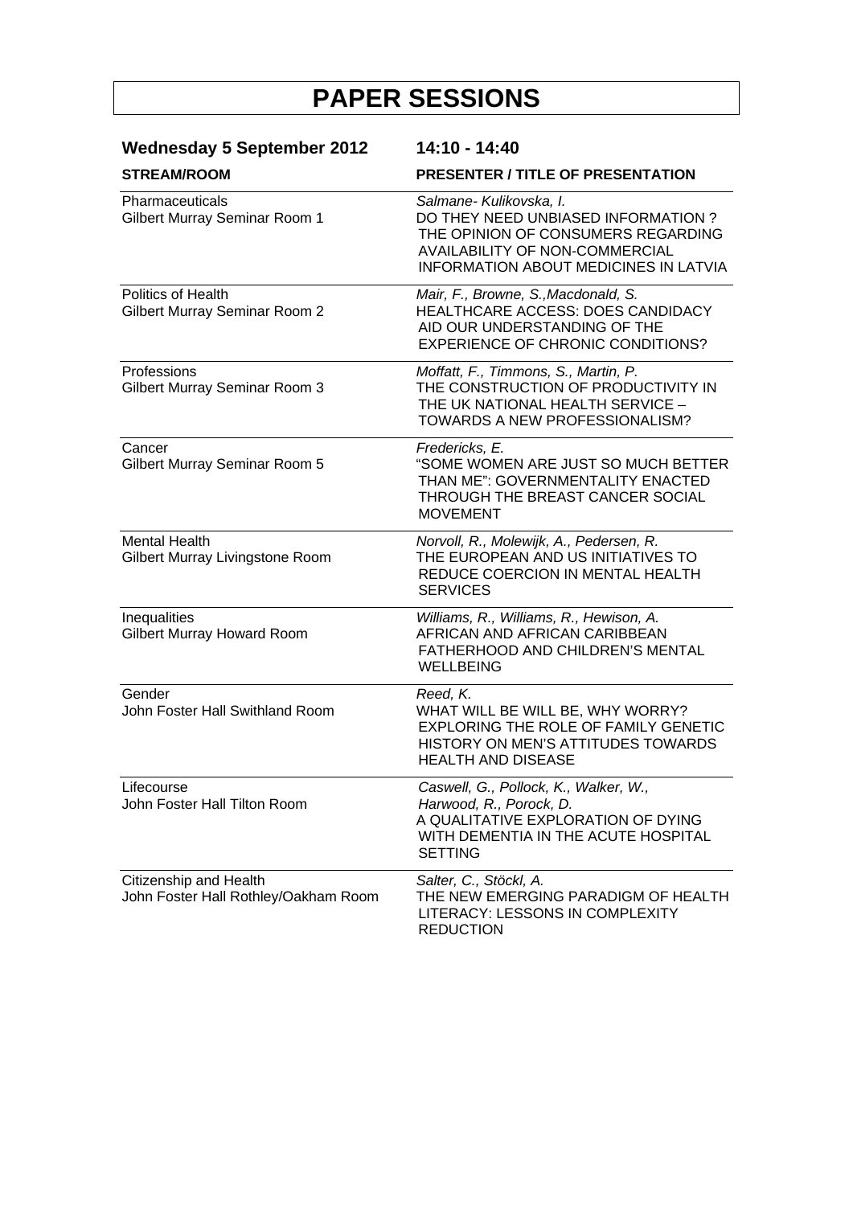# PAPER SESSIONS

**Wednesday 5 September 2012 — 14:10 - 14:40**

| STREAM/ROOM | PRESENTER / TITLE OF PRESENTATION |
|---|---|
| Pharmaceuticals<br>Gilbert Murray Seminar Room 1 | *Salmane- Kulikovska, I.*<br>DO THEY NEED UNBIASED INFORMATION ? THE OPINION OF CONSUMERS REGARDING AVAILABILITY OF NON-COMMERCIAL INFORMATION ABOUT MEDICINES IN LATVIA |
| Politics of Health<br>Gilbert Murray Seminar Room 2 | *Mair, F., Browne, S.,Macdonald, S.*<br>HEALTHCARE ACCESS: DOES CANDIDACY AID OUR UNDERSTANDING OF THE EXPERIENCE OF CHRONIC CONDITIONS? |
| Professions<br>Gilbert Murray Seminar Room 3 | *Moffatt, F., Timmons, S., Martin, P.*<br>THE CONSTRUCTION OF PRODUCTIVITY IN THE UK NATIONAL HEALTH SERVICE – TOWARDS A NEW PROFESSIONALISM? |
| Cancer<br>Gilbert Murray Seminar Room 5 | *Fredericks, E.*<br>"SOME WOMEN ARE JUST SO MUCH BETTER THAN ME": GOVERNMENTALITY ENACTED THROUGH THE BREAST CANCER SOCIAL MOVEMENT |
| Mental Health<br>Gilbert Murray Livingstone Room | *Norvoll, R., Molewijk, A., Pedersen, R.*<br>THE EUROPEAN AND US INITIATIVES TO REDUCE COERCION IN MENTAL HEALTH SERVICES |
| Inequalities<br>Gilbert Murray Howard Room | *Williams, R., Williams, R., Hewison, A.*<br>AFRICAN AND AFRICAN CARIBBEAN FATHERHOOD AND CHILDREN'S MENTAL WELLBEING |
| Gender<br>John Foster Hall Swithland Room | *Reed, K.*<br>WHAT WILL BE WILL BE, WHY WORRY? EXPLORING THE ROLE OF FAMILY GENETIC HISTORY ON MEN'S ATTITUDES TOWARDS HEALTH AND DISEASE |
| Lifecourse<br>John Foster Hall Tilton Room | *Caswell, G., Pollock, K., Walker, W., Harwood, R., Porock, D.*<br>A QUALITATIVE EXPLORATION OF DYING WITH DEMENTIA IN THE ACUTE HOSPITAL SETTING |
| Citizenship and Health<br>John Foster Hall Rothley/Oakham Room | *Salter, C., Stöckl, A.*<br>THE NEW EMERGING PARADIGM OF HEALTH LITERACY: LESSONS IN COMPLEXITY REDUCTION |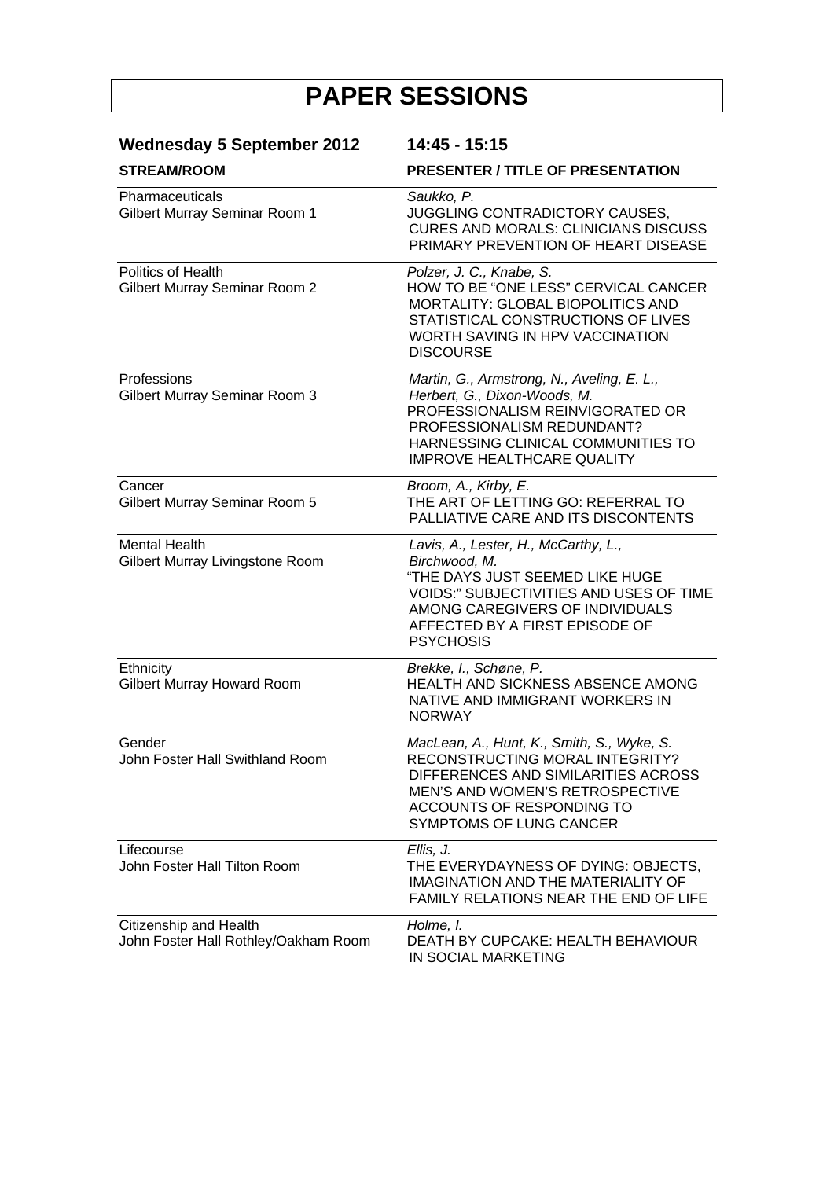# PAPER SESSIONS

## Wednesday 5 September 2012 14:45 - 15:15

| STREAM/ROOM | PRESENTER / TITLE OF PRESENTATION |
|---|---|
| Pharmaceuticals<br>Gilbert Murray Seminar Room 1 | *Saukko, P.*<br>JUGGLING CONTRADICTORY CAUSES, CURES AND MORALS: CLINICIANS DISCUSS PRIMARY PREVENTION OF HEART DISEASE |
| Politics of Health<br>Gilbert Murray Seminar Room 2 | *Polzer, J. C., Knabe, S.*<br>HOW TO BE "ONE LESS" CERVICAL CANCER MORTALITY: GLOBAL BIOPOLITICS AND STATISTICAL CONSTRUCTIONS OF LIVES WORTH SAVING IN HPV VACCINATION DISCOURSE |
| Professions<br>Gilbert Murray Seminar Room 3 | *Martin, G., Armstrong, N., Aveling, E. L., Herbert, G., Dixon-Woods, M.*<br>PROFESSIONALISM REINVIGORATED OR PROFESSIONALISM REDUNDANT? HARNESSING CLINICAL COMMUNITIES TO IMPROVE HEALTHCARE QUALITY |
| Cancer<br>Gilbert Murray Seminar Room 5 | *Broom, A., Kirby, E.*<br>THE ART OF LETTING GO: REFERRAL TO PALLIATIVE CARE AND ITS DISCONTENTS |
| Mental Health<br>Gilbert Murray Livingstone Room | *Lavis, A., Lester, H., McCarthy, L., Birchwood, M.*<br>"THE DAYS JUST SEEMED LIKE HUGE VOIDS:" SUBJECTIVITIES AND USES OF TIME AMONG CAREGIVERS OF INDIVIDUALS AFFECTED BY A FIRST EPISODE OF PSYCHOSIS |
| Ethnicity<br>Gilbert Murray Howard Room | *Brekke, I., Schøne, P.*<br>HEALTH AND SICKNESS ABSENCE AMONG NATIVE AND IMMIGRANT WORKERS IN NORWAY |
| Gender<br>John Foster Hall Swithland Room | *MacLean, A., Hunt, K., Smith, S., Wyke, S.*<br>RECONSTRUCTING MORAL INTEGRITY? DIFFERENCES AND SIMILARITIES ACROSS MEN'S AND WOMEN'S RETROSPECTIVE ACCOUNTS OF RESPONDING TO SYMPTOMS OF LUNG CANCER |
| Lifecourse<br>John Foster Hall Tilton Room | *Ellis, J.*<br>THE EVERYDAYNESS OF DYING: OBJECTS, IMAGINATION AND THE MATERIALITY OF FAMILY RELATIONS NEAR THE END OF LIFE |
| Citizenship and Health<br>John Foster Hall Rothley/Oakham Room | *Holme, I.*<br>DEATH BY CUPCAKE: HEALTH BEHAVIOUR IN SOCIAL MARKETING |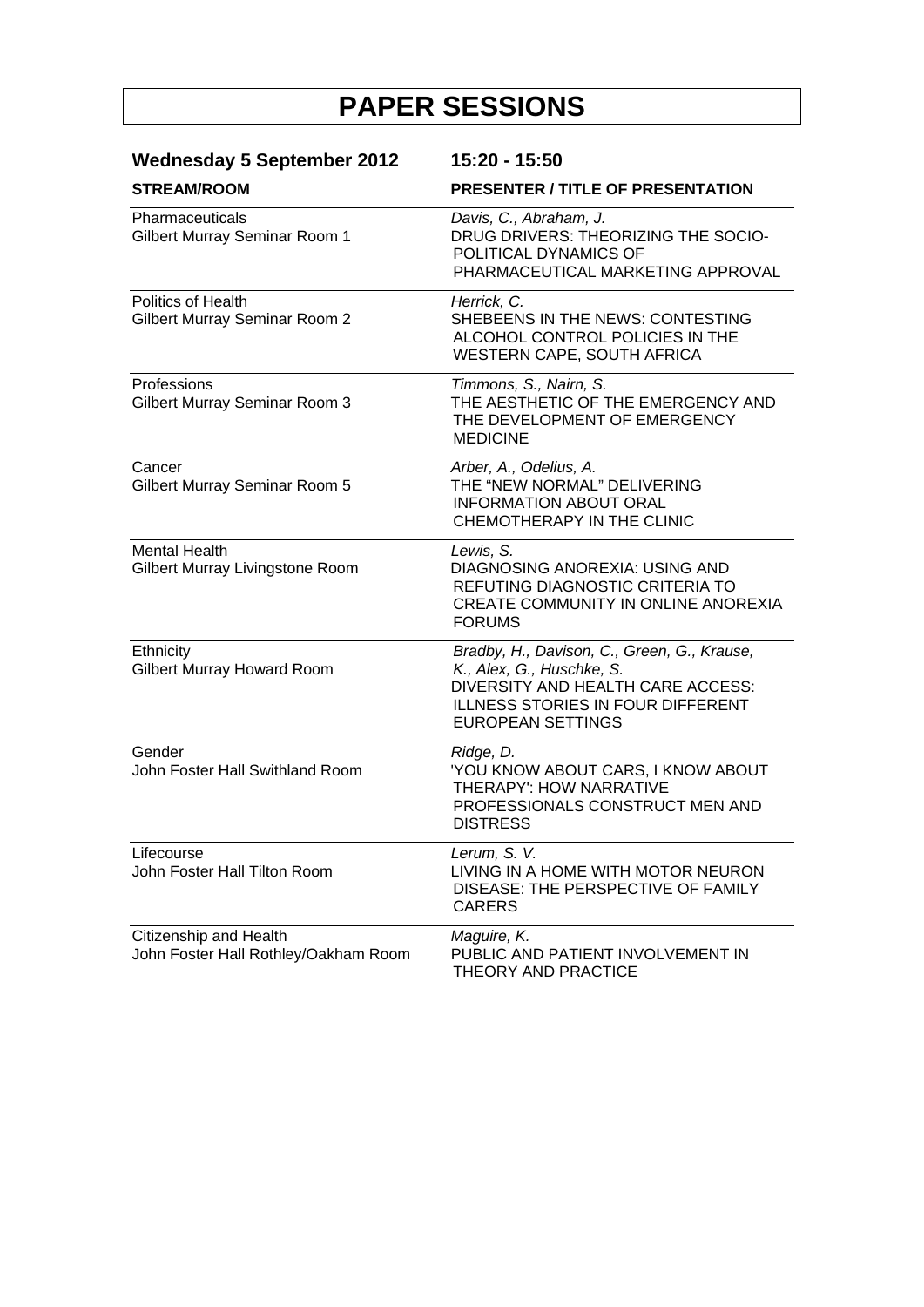# PAPER SESSIONS

| Wednesday 5 September 2012 | 15:20 - 15:50 |
|---|---|
| **STREAM/ROOM** | **PRESENTER / TITLE OF PRESENTATION** |
| Pharmaceuticals<br>Gilbert Murray Seminar Room 1 | *Davis, C., Abraham, J.*<br>DRUG DRIVERS: THEORIZING THE SOCIO-POLITICAL DYNAMICS OF PHARMACEUTICAL MARKETING APPROVAL |
| Politics of Health<br>Gilbert Murray Seminar Room 2 | *Herrick, C.*<br>SHEBEENS IN THE NEWS: CONTESTING ALCOHOL CONTROL POLICIES IN THE WESTERN CAPE, SOUTH AFRICA |
| Professions<br>Gilbert Murray Seminar Room 3 | *Timmons, S., Nairn, S.*<br>THE AESTHETIC OF THE EMERGENCY AND THE DEVELOPMENT OF EMERGENCY MEDICINE |
| Cancer<br>Gilbert Murray Seminar Room 5 | *Arber, A., Odelius, A.*<br>THE "NEW NORMAL" DELIVERING INFORMATION ABOUT ORAL CHEMOTHERAPY IN THE CLINIC |
| Mental Health<br>Gilbert Murray Livingstone Room | *Lewis, S.*<br>DIAGNOSING ANOREXIA: USING AND REFUTING DIAGNOSTIC CRITERIA TO CREATE COMMUNITY IN ONLINE ANOREXIA FORUMS |
| Ethnicity<br>Gilbert Murray Howard Room | *Bradby, H., Davison, C., Green, G., Krause, K., Alex, G., Huschke, S.*<br>DIVERSITY AND HEALTH CARE ACCESS: ILLNESS STORIES IN FOUR DIFFERENT EUROPEAN SETTINGS |
| Gender<br>John Foster Hall Swithland Room | *Ridge, D.*<br>'YOU KNOW ABOUT CARS, I KNOW ABOUT THERAPY': HOW NARRATIVE PROFESSIONALS CONSTRUCT MEN AND DISTRESS |
| Lifecourse<br>John Foster Hall Tilton Room | *Lerum, S. V.*<br>LIVING IN A HOME WITH MOTOR NEURON DISEASE: THE PERSPECTIVE OF FAMILY CARERS |
| Citizenship and Health<br>John Foster Hall Rothley/Oakham Room | *Maguire, K.*<br>PUBLIC AND PATIENT INVOLVEMENT IN THEORY AND PRACTICE |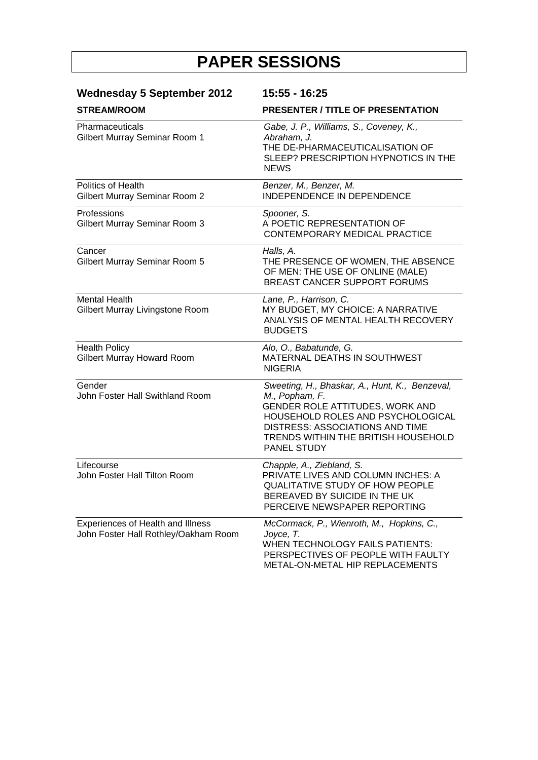# PAPER SESSIONS

## Wednesday 5 September 2012 15:55 - 16:25

| STREAM/ROOM | PRESENTER / TITLE OF PRESENTATION |
|---|---|
| Pharmaceuticals<br>Gilbert Murray Seminar Room 1 | *Gabe, J. P., Williams, S., Coveney, K., Abraham, J.*<br>THE DE-PHARMACEUTICALISATION OF SLEEP? PRESCRIPTION HYPNOTICS IN THE NEWS |
| Politics of Health<br>Gilbert Murray Seminar Room 2 | *Benzer, M., Benzer, M.*<br>INDEPENDENCE IN DEPENDENCE |
| Professions<br>Gilbert Murray Seminar Room 3 | *Spooner, S.*<br>A POETIC REPRESENTATION OF CONTEMPORARY MEDICAL PRACTICE |
| Cancer<br>Gilbert Murray Seminar Room 5 | *Halls, A.*<br>THE PRESENCE OF WOMEN, THE ABSENCE OF MEN: THE USE OF ONLINE (MALE) BREAST CANCER SUPPORT FORUMS |
| Mental Health<br>Gilbert Murray Livingstone Room | *Lane, P., Harrison, C.*<br>MY BUDGET, MY CHOICE: A NARRATIVE ANALYSIS OF MENTAL HEALTH RECOVERY BUDGETS |
| Health Policy<br>Gilbert Murray Howard Room | *Alo, O., Babatunde, G.*<br>MATERNAL DEATHS IN SOUTHWEST NIGERIA |
| Gender<br>John Foster Hall Swithland Room | *Sweeting, H., Bhaskar, A., Hunt, K., Benzeval, M., Popham, F.*<br>GENDER ROLE ATTITUDES, WORK AND HOUSEHOLD ROLES AND PSYCHOLOGICAL DISTRESS: ASSOCIATIONS AND TIME TRENDS WITHIN THE BRITISH HOUSEHOLD PANEL STUDY |
| Lifecourse<br>John Foster Hall Tilton Room | *Chapple, A., Ziebland, S.*<br>PRIVATE LIVES AND COLUMN INCHES: A QUALITATIVE STUDY OF HOW PEOPLE BEREAVED BY SUICIDE IN THE UK PERCEIVE NEWSPAPER REPORTING |
| Experiences of Health and Illness<br>John Foster Hall Rothley/Oakham Room | *McCormack, P., Wienroth, M., Hopkins, C., Joyce, T.*<br>WHEN TECHNOLOGY FAILS PATIENTS: PERSPECTIVES OF PEOPLE WITH FAULTY METAL-ON-METAL HIP REPLACEMENTS |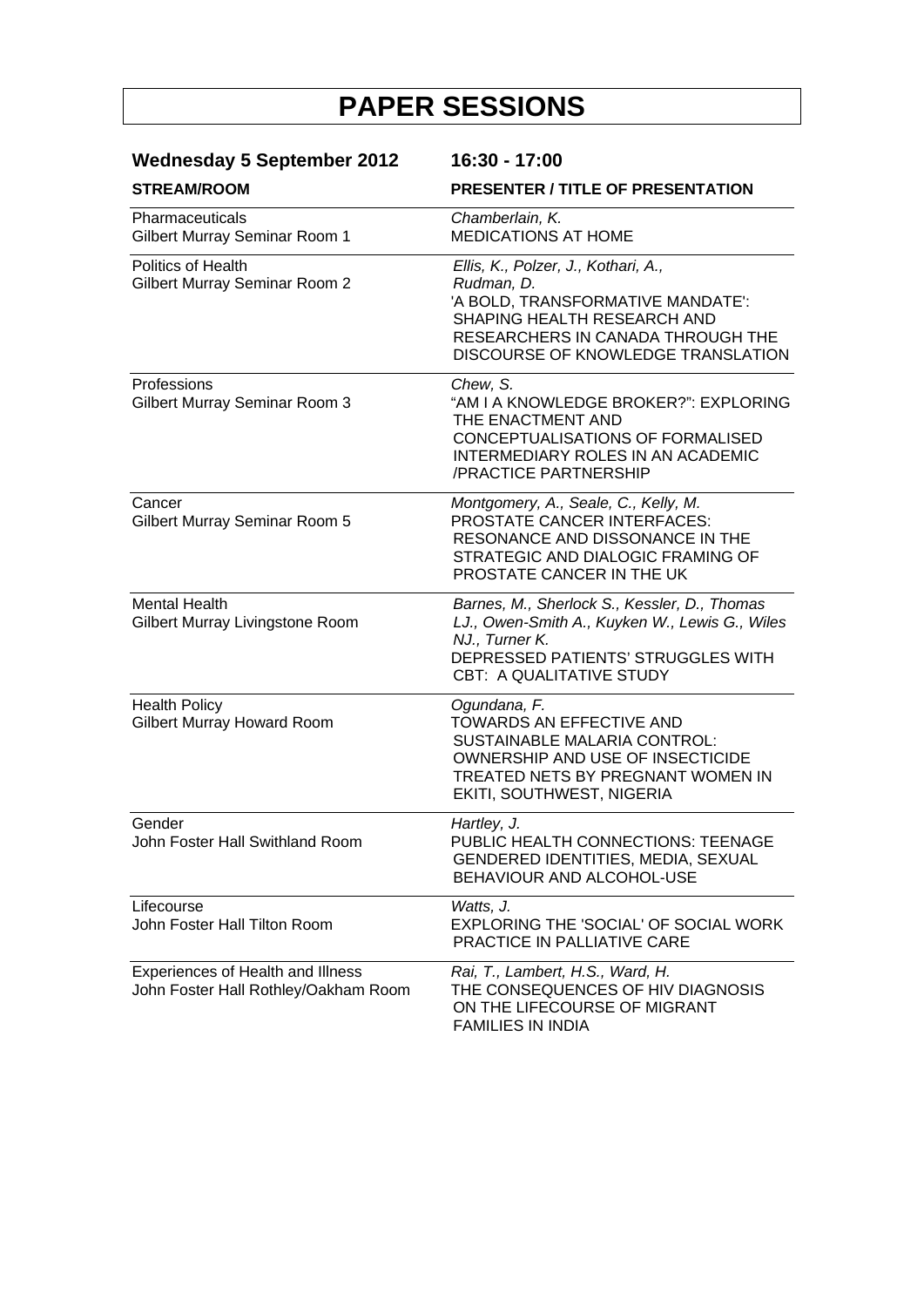# PAPER SESSIONS

## Wednesday 5 September 2012 16:30 - 17:00

| STREAM/ROOM | PRESENTER / TITLE OF PRESENTATION |
|---|---|
| Pharmaceuticals<br>Gilbert Murray Seminar Room 1 | *Chamberlain, K.*<br>MEDICATIONS AT HOME |
| Politics of Health<br>Gilbert Murray Seminar Room 2 | *Ellis, K., Polzer, J., Kothari, A., Rudman, D.*<br>'A BOLD, TRANSFORMATIVE MANDATE': SHAPING HEALTH RESEARCH AND RESEARCHERS IN CANADA THROUGH THE DISCOURSE OF KNOWLEDGE TRANSLATION |
| Professions<br>Gilbert Murray Seminar Room 3 | *Chew, S.*<br>"AM I A KNOWLEDGE BROKER?": EXPLORING THE ENACTMENT AND CONCEPTUALISATIONS OF FORMALISED INTERMEDIARY ROLES IN AN ACADEMIC /PRACTICE PARTNERSHIP |
| Cancer<br>Gilbert Murray Seminar Room 5 | *Montgomery, A., Seale, C., Kelly, M.*<br>PROSTATE CANCER INTERFACES: RESONANCE AND DISSONANCE IN THE STRATEGIC AND DIALOGIC FRAMING OF PROSTATE CANCER IN THE UK |
| Mental Health<br>Gilbert Murray Livingstone Room | *Barnes, M., Sherlock S., Kessler, D., Thomas LJ., Owen-Smith A., Kuyken W., Lewis G., Wiles NJ., Turner K.*<br>DEPRESSED PATIENTS' STRUGGLES WITH CBT: A QUALITATIVE STUDY |
| Health Policy<br>Gilbert Murray Howard Room | *Ogundana, F.*<br>TOWARDS AN EFFECTIVE AND SUSTAINABLE MALARIA CONTROL: OWNERSHIP AND USE OF INSECTICIDE TREATED NETS BY PREGNANT WOMEN IN EKITI, SOUTHWEST, NIGERIA |
| Gender<br>John Foster Hall Swithland Room | *Hartley, J.*<br>PUBLIC HEALTH CONNECTIONS: TEENAGE GENDERED IDENTITIES, MEDIA, SEXUAL BEHAVIOUR AND ALCOHOL-USE |
| Lifecourse<br>John Foster Hall Tilton Room | *Watts, J.*<br>EXPLORING THE 'SOCIAL' OF SOCIAL WORK PRACTICE IN PALLIATIVE CARE |
| Experiences of Health and Illness<br>John Foster Hall Rothley/Oakham Room | *Rai, T., Lambert, H.S., Ward, H.*<br>THE CONSEQUENCES OF HIV DIAGNOSIS ON THE LIFECOURSE OF MIGRANT FAMILIES IN INDIA |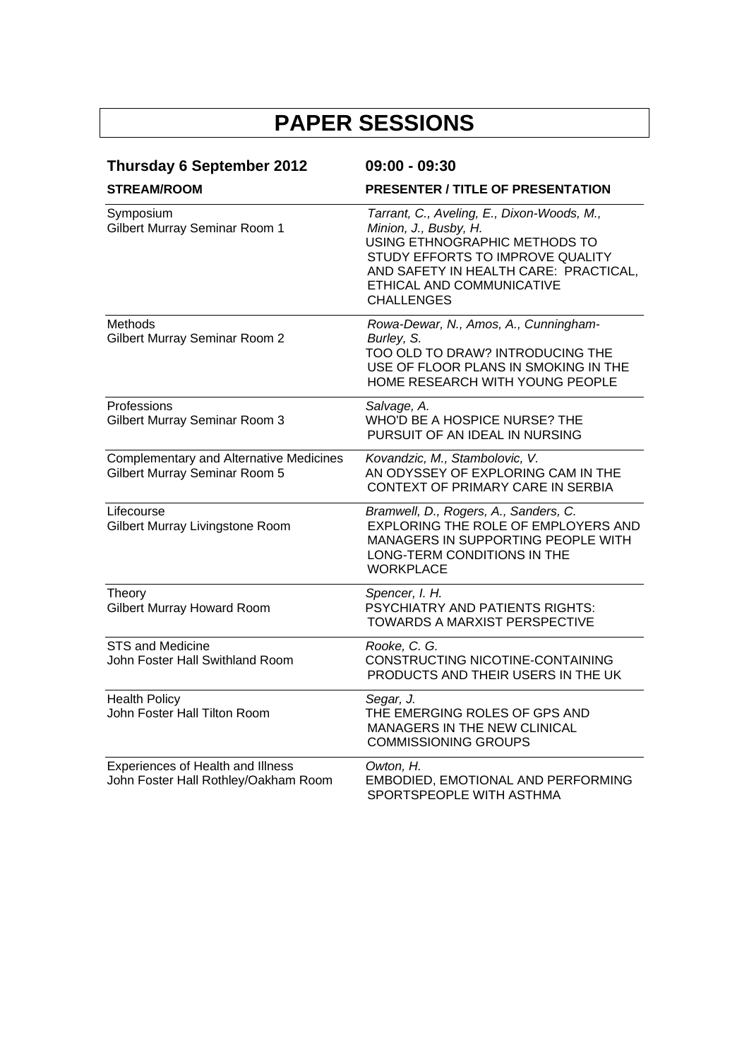# PAPER SESSIONS

| **Thursday 6 September 2012** | **09:00 - 09:30** |
|---|---|
| **STREAM/ROOM** | **PRESENTER / TITLE OF PRESENTATION** |
| Symposium<br>Gilbert Murray Seminar Room 1 | *Tarrant, C., Aveling, E., Dixon-Woods, M., Minion, J., Busby, H.*<br>USING ETHNOGRAPHIC METHODS TO STUDY EFFORTS TO IMPROVE QUALITY AND SAFETY IN HEALTH CARE: PRACTICAL, ETHICAL AND COMMUNICATIVE CHALLENGES |
| Methods<br>Gilbert Murray Seminar Room 2 | *Rowa-Dewar, N., Amos, A., Cunningham-Burley, S.*<br>TOO OLD TO DRAW? INTRODUCING THE USE OF FLOOR PLANS IN SMOKING IN THE HOME RESEARCH WITH YOUNG PEOPLE |
| Professions<br>Gilbert Murray Seminar Room 3 | *Salvage, A.*<br>WHO'D BE A HOSPICE NURSE? THE PURSUIT OF AN IDEAL IN NURSING |
| Complementary and Alternative Medicines<br>Gilbert Murray Seminar Room 5 | *Kovandzic, M., Stambolovic, V.*<br>AN ODYSSEY OF EXPLORING CAM IN THE CONTEXT OF PRIMARY CARE IN SERBIA |
| Lifecourse<br>Gilbert Murray Livingstone Room | *Bramwell, D., Rogers, A., Sanders, C.*<br>EXPLORING THE ROLE OF EMPLOYERS AND MANAGERS IN SUPPORTING PEOPLE WITH LONG-TERM CONDITIONS IN THE WORKPLACE |
| Theory<br>Gilbert Murray Howard Room | *Spencer, I. H.*<br>PSYCHIATRY AND PATIENTS RIGHTS: TOWARDS A MARXIST PERSPECTIVE |
| STS and Medicine<br>John Foster Hall Swithland Room | *Rooke, C. G.*<br>CONSTRUCTING NICOTINE-CONTAINING PRODUCTS AND THEIR USERS IN THE UK |
| Health Policy<br>John Foster Hall Tilton Room | *Segar, J.*<br>THE EMERGING ROLES OF GPS AND MANAGERS IN THE NEW CLINICAL COMMISSIONING GROUPS |
| Experiences of Health and Illness<br>John Foster Hall Rothley/Oakham Room | *Owton, H.*<br>EMBODIED, EMOTIONAL AND PERFORMING SPORTSPEOPLE WITH ASTHMA |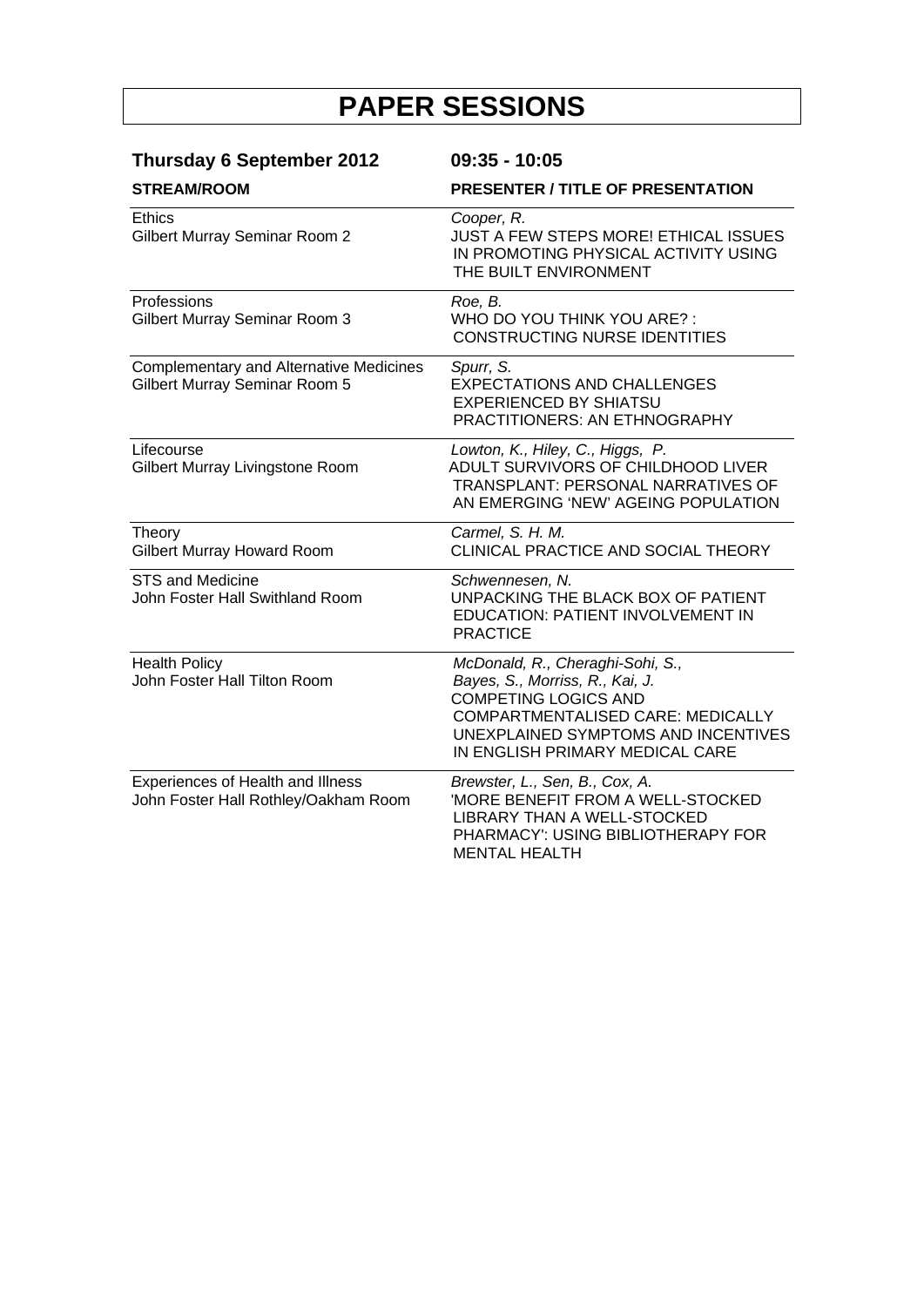# PAPER SESSIONS

**Thursday 6 September 2012** **09:35 - 10:05**

| STREAM/ROOM | PRESENTER / TITLE OF PRESENTATION |
|---|---|
| Ethics<br>Gilbert Murray Seminar Room 2 | *Cooper, R.*<br>JUST A FEW STEPS MORE! ETHICAL ISSUES IN PROMOTING PHYSICAL ACTIVITY USING THE BUILT ENVIRONMENT |
| Professions<br>Gilbert Murray Seminar Room 3 | *Roe, B.*<br>WHO DO YOU THINK YOU ARE? : CONSTRUCTING NURSE IDENTITIES |
| Complementary and Alternative Medicines<br>Gilbert Murray Seminar Room 5 | *Spurr, S.*<br>EXPECTATIONS AND CHALLENGES EXPERIENCED BY SHIATSU PRACTITIONERS: AN ETHNOGRAPHY |
| Lifecourse<br>Gilbert Murray Livingstone Room | *Lowton, K., Hiley, C., Higgs, P.*<br>ADULT SURVIVORS OF CHILDHOOD LIVER TRANSPLANT: PERSONAL NARRATIVES OF AN EMERGING 'NEW' AGEING POPULATION |
| Theory<br>Gilbert Murray Howard Room | *Carmel, S. H. M.*<br>CLINICAL PRACTICE AND SOCIAL THEORY |
| STS and Medicine<br>John Foster Hall Swithland Room | *Schwennesen, N.*<br>UNPACKING THE BLACK BOX OF PATIENT EDUCATION: PATIENT INVOLVEMENT IN PRACTICE |
| Health Policy<br>John Foster Hall Tilton Room | *McDonald, R., Cheraghi-Sohi, S., Bayes, S., Morriss, R., Kai, J.*<br>COMPETING LOGICS AND COMPARTMENTALISED CARE: MEDICALLY UNEXPLAINED SYMPTOMS AND INCENTIVES IN ENGLISH PRIMARY MEDICAL CARE |
| Experiences of Health and Illness<br>John Foster Hall Rothley/Oakham Room | *Brewster, L., Sen, B., Cox, A.*<br>'MORE BENEFIT FROM A WELL-STOCKED LIBRARY THAN A WELL-STOCKED PHARMACY': USING BIBLIOTHERAPY FOR MENTAL HEALTH |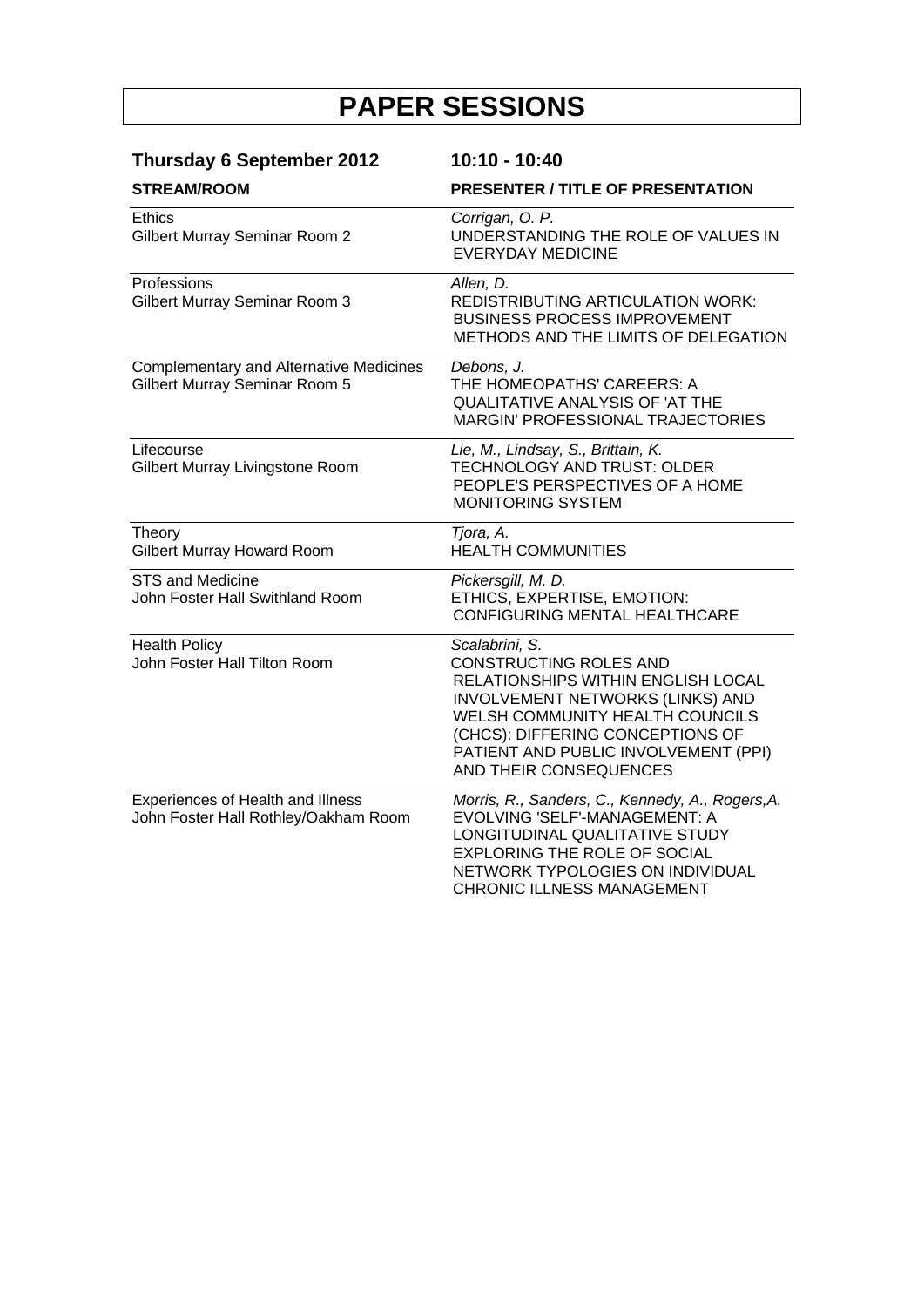# PAPER SESSIONS

**Thursday 6 September 2012** **10:10 - 10:40**

| STREAM/ROOM | PRESENTER / TITLE OF PRESENTATION |
|---|---|
| Ethics<br>Gilbert Murray Seminar Room 2 | *Corrigan, O. P.*<br>UNDERSTANDING THE ROLE OF VALUES IN EVERYDAY MEDICINE |
| Professions<br>Gilbert Murray Seminar Room 3 | *Allen, D.*<br>REDISTRIBUTING ARTICULATION WORK: BUSINESS PROCESS IMPROVEMENT METHODS AND THE LIMITS OF DELEGATION |
| Complementary and Alternative Medicines<br>Gilbert Murray Seminar Room 5 | *Debons, J.*<br>THE HOMEOPATHS' CAREERS: A QUALITATIVE ANALYSIS OF 'AT THE MARGIN' PROFESSIONAL TRAJECTORIES |
| Lifecourse<br>Gilbert Murray Livingstone Room | *Lie, M., Lindsay, S., Brittain, K.*<br>TECHNOLOGY AND TRUST: OLDER PEOPLE'S PERSPECTIVES OF A HOME MONITORING SYSTEM |
| Theory<br>Gilbert Murray Howard Room | *Tjora, A.*<br>HEALTH COMMUNITIES |
| STS and Medicine<br>John Foster Hall Swithland Room | *Pickersgill, M. D.*<br>ETHICS, EXPERTISE, EMOTION: CONFIGURING MENTAL HEALTHCARE |
| Health Policy<br>John Foster Hall Tilton Room | *Scalabrini, S.*<br>CONSTRUCTING ROLES AND RELATIONSHIPS WITHIN ENGLISH LOCAL INVOLVEMENT NETWORKS (LINKS) AND WELSH COMMUNITY HEALTH COUNCILS (CHCS): DIFFERING CONCEPTIONS OF PATIENT AND PUBLIC INVOLVEMENT (PPI) AND THEIR CONSEQUENCES |
| Experiences of Health and Illness<br>John Foster Hall Rothley/Oakham Room | *Morris, R., Sanders, C., Kennedy, A., Rogers,A.*<br>EVOLVING 'SELF'-MANAGEMENT: A LONGITUDINAL QUALITATIVE STUDY EXPLORING THE ROLE OF SOCIAL NETWORK TYPOLOGIES ON INDIVIDUAL CHRONIC ILLNESS MANAGEMENT |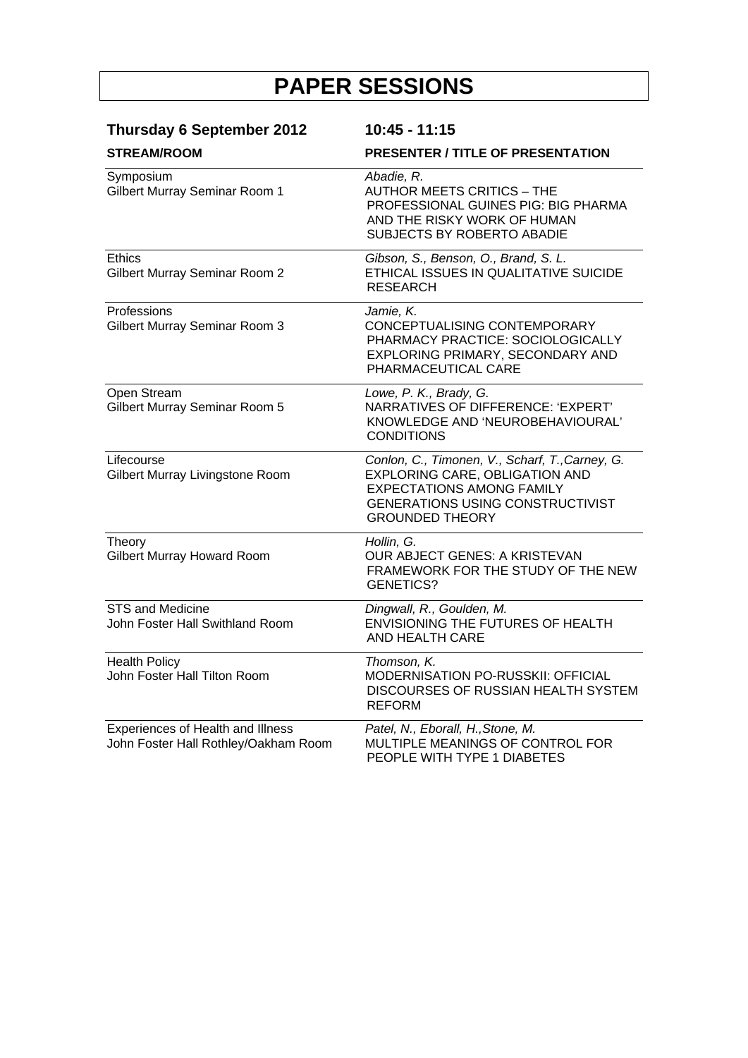# PAPER SESSIONS

**Thursday 6 September 2012** **10:45 - 11:15**

| STREAM/ROOM | PRESENTER / TITLE OF PRESENTATION |
|---|---|
| Symposium<br>Gilbert Murray Seminar Room 1 | *Abadie, R.*<br>AUTHOR MEETS CRITICS – THE PROFESSIONAL GUINES PIG: BIG PHARMA AND THE RISKY WORK OF HUMAN SUBJECTS BY ROBERTO ABADIE |
| Ethics<br>Gilbert Murray Seminar Room 2 | *Gibson, S., Benson, O., Brand, S. L.*<br>ETHICAL ISSUES IN QUALITATIVE SUICIDE RESEARCH |
| Professions<br>Gilbert Murray Seminar Room 3 | *Jamie, K.*<br>CONCEPTUALISING CONTEMPORARY PHARMACY PRACTICE: SOCIOLOGICALLY EXPLORING PRIMARY, SECONDARY AND PHARMACEUTICAL CARE |
| Open Stream<br>Gilbert Murray Seminar Room 5 | *Lowe, P. K., Brady, G.*<br>NARRATIVES OF DIFFERENCE: 'EXPERT' KNOWLEDGE AND 'NEUROBEHAVIOURAL' CONDITIONS |
| Lifecourse<br>Gilbert Murray Livingstone Room | *Conlon, C., Timonen, V., Scharf, T.,Carney, G.*<br>EXPLORING CARE, OBLIGATION AND EXPECTATIONS AMONG FAMILY GENERATIONS USING CONSTRUCTIVIST GROUNDED THEORY |
| Theory<br>Gilbert Murray Howard Room | *Hollin, G.*<br>OUR ABJECT GENES: A KRISTEVAN FRAMEWORK FOR THE STUDY OF THE NEW GENETICS? |
| STS and Medicine<br>John Foster Hall Swithland Room | *Dingwall, R., Goulden, M.*<br>ENVISIONING THE FUTURES OF HEALTH AND HEALTH CARE |
| Health Policy<br>John Foster Hall Tilton Room | *Thomson, K.*<br>MODERNISATION PO-RUSSKII: OFFICIAL DISCOURSES OF RUSSIAN HEALTH SYSTEM REFORM |
| Experiences of Health and Illness<br>John Foster Hall Rothley/Oakham Room | *Patel, N., Eborall, H.,Stone, M.*<br>MULTIPLE MEANINGS OF CONTROL FOR PEOPLE WITH TYPE 1 DIABETES |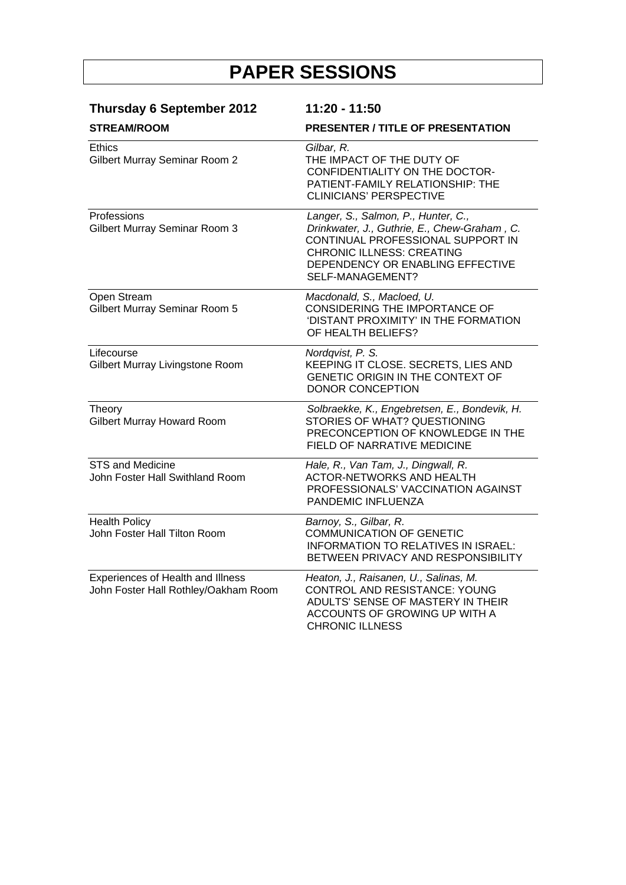# PAPER SESSIONS

**Thursday 6 September 2012** **11:20 - 11:50**

| STREAM/ROOM | PRESENTER / TITLE OF PRESENTATION |
|---|---|
| Ethics<br>Gilbert Murray Seminar Room 2 | *Gilbar, R.*<br>THE IMPACT OF THE DUTY OF CONFIDENTIALITY ON THE DOCTOR-PATIENT-FAMILY RELATIONSHIP: THE CLINICIANS' PERSPECTIVE |
| Professions<br>Gilbert Murray Seminar Room 3 | *Langer, S., Salmon, P., Hunter, C., Drinkwater, J., Guthrie, E., Chew-Graham , C.*<br>CONTINUAL PROFESSIONAL SUPPORT IN CHRONIC ILLNESS: CREATING DEPENDENCY OR ENABLING EFFECTIVE SELF-MANAGEMENT? |
| Open Stream<br>Gilbert Murray Seminar Room 5 | *Macdonald, S., Macloed, U.*<br>CONSIDERING THE IMPORTANCE OF 'DISTANT PROXIMITY' IN THE FORMATION OF HEALTH BELIEFS? |
| Lifecourse<br>Gilbert Murray Livingstone Room | *Nordqvist, P. S.*<br>KEEPING IT CLOSE. SECRETS, LIES AND GENETIC ORIGIN IN THE CONTEXT OF DONOR CONCEPTION |
| Theory<br>Gilbert Murray Howard Room | *Solbraekke, K., Engebretsen, E., Bondevik, H.*<br>STORIES OF WHAT? QUESTIONING PRECONCEPTION OF KNOWLEDGE IN THE FIELD OF NARRATIVE MEDICINE |
| STS and Medicine<br>John Foster Hall Swithland Room | *Hale, R., Van Tam, J., Dingwall, R.*<br>ACTOR-NETWORKS AND HEALTH PROFESSIONALS' VACCINATION AGAINST PANDEMIC INFLUENZA |
| Health Policy<br>John Foster Hall Tilton Room | *Barnoy, S., Gilbar, R.*<br>COMMUNICATION OF GENETIC INFORMATION TO RELATIVES IN ISRAEL: BETWEEN PRIVACY AND RESPONSIBILITY |
| Experiences of Health and Illness<br>John Foster Hall Rothley/Oakham Room | *Heaton, J., Raisanen, U., Salinas, M.*<br>CONTROL AND RESISTANCE: YOUNG ADULTS' SENSE OF MASTERY IN THEIR ACCOUNTS OF GROWING UP WITH A CHRONIC ILLNESS |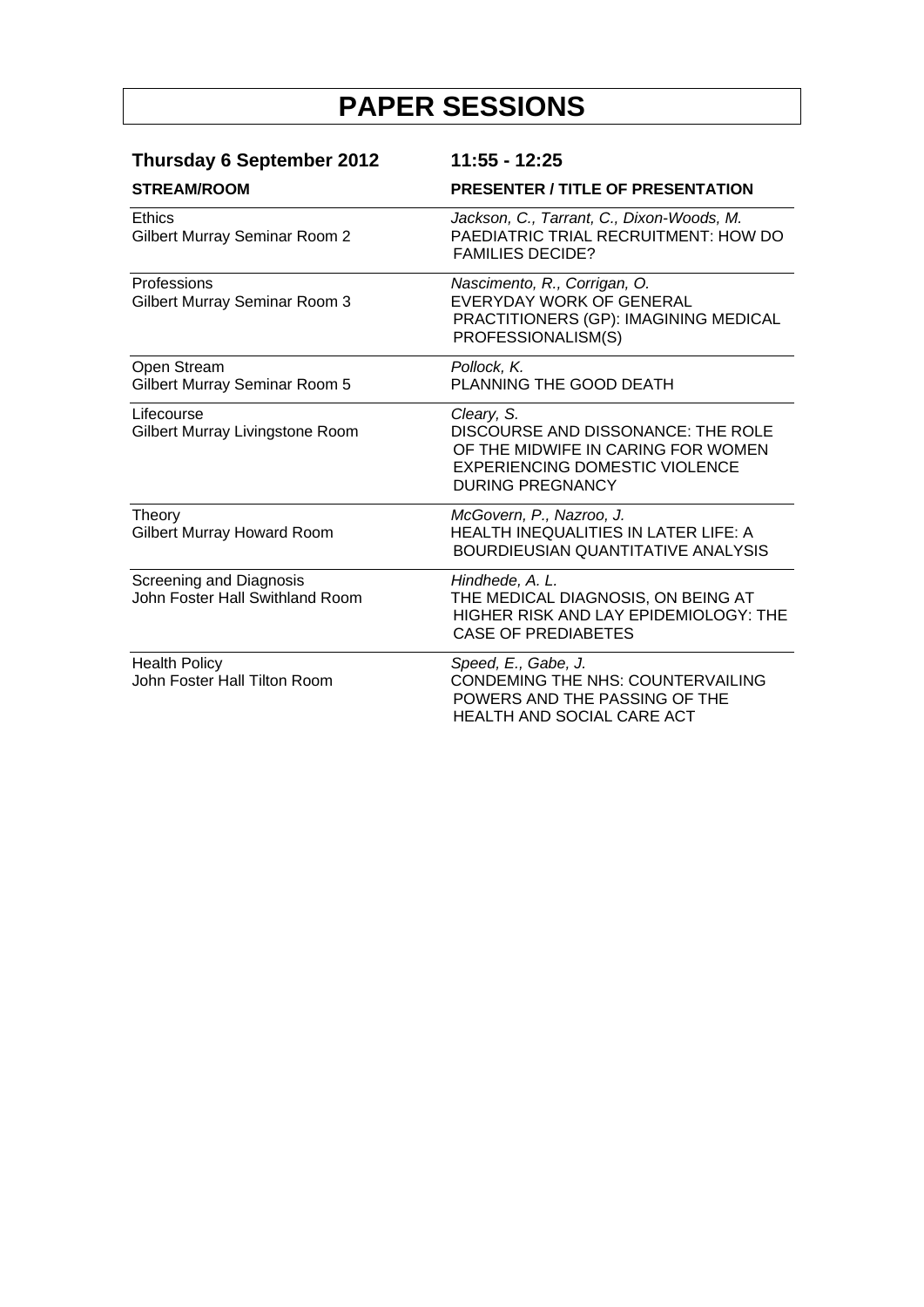# PAPER SESSIONS

## Thursday 6 September 2012 11:55 - 12:25

| STREAM/ROOM | PRESENTER / TITLE OF PRESENTATION |
|---|---|
| Ethics<br>Gilbert Murray Seminar Room 2 | *Jackson, C., Tarrant, C., Dixon-Woods, M.*<br>PAEDIATRIC TRIAL RECRUITMENT: HOW DO FAMILIES DECIDE? |
| Professions<br>Gilbert Murray Seminar Room 3 | *Nascimento, R., Corrigan, O.*<br>EVERYDAY WORK OF GENERAL PRACTITIONERS (GP): IMAGINING MEDICAL PROFESSIONALISM(S) |
| Open Stream<br>Gilbert Murray Seminar Room 5 | *Pollock, K.*<br>PLANNING THE GOOD DEATH |
| Lifecourse<br>Gilbert Murray Livingstone Room | *Cleary, S.*<br>DISCOURSE AND DISSONANCE: THE ROLE OF THE MIDWIFE IN CARING FOR WOMEN EXPERIENCING DOMESTIC VIOLENCE DURING PREGNANCY |
| Theory<br>Gilbert Murray Howard Room | *McGovern, P., Nazroo, J.*<br>HEALTH INEQUALITIES IN LATER LIFE: A BOURDIEUSIAN QUANTITATIVE ANALYSIS |
| Screening and Diagnosis<br>John Foster Hall Swithland Room | *Hindhede, A. L.*<br>THE MEDICAL DIAGNOSIS, ON BEING AT HIGHER RISK AND LAY EPIDEMIOLOGY: THE CASE OF PREDIABETES |
| Health Policy<br>John Foster Hall Tilton Room | *Speed, E., Gabe, J.*<br>CONDEMING THE NHS: COUNTERVAILING POWERS AND THE PASSING OF THE HEALTH AND SOCIAL CARE ACT |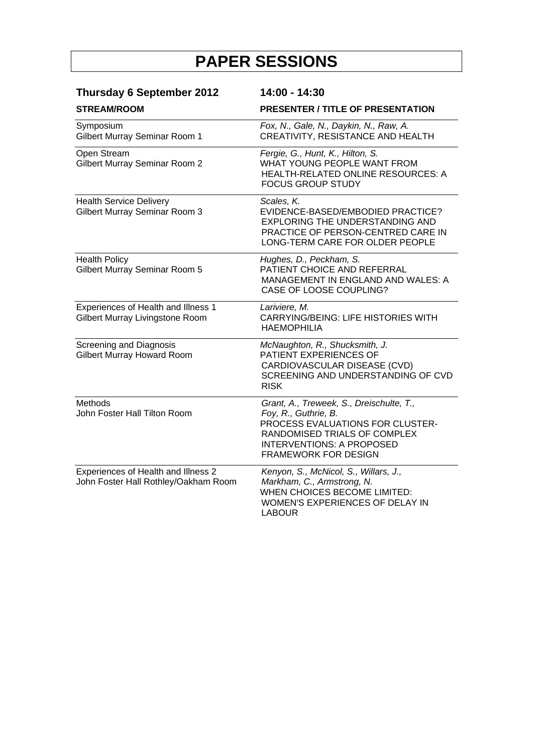# PAPER SESSIONS

**Thursday 6 September 2012** **14:00 - 14:30**

| STREAM/ROOM | PRESENTER / TITLE OF PRESENTATION |
| --- | --- |
| Symposium<br>Gilbert Murray Seminar Room 1 | *Fox, N., Gale, N., Daykin, N., Raw, A.*<br>CREATIVITY, RESISTANCE AND HEALTH |
| Open Stream<br>Gilbert Murray Seminar Room 2 | *Fergie, G., Hunt, K., Hilton, S.*<br>WHAT YOUNG PEOPLE WANT FROM HEALTH-RELATED ONLINE RESOURCES: A FOCUS GROUP STUDY |
| Health Service Delivery<br>Gilbert Murray Seminar Room 3 | *Scales, K.*<br>EVIDENCE-BASED/EMBODIED PRACTICE? EXPLORING THE UNDERSTANDING AND PRACTICE OF PERSON-CENTRED CARE IN LONG-TERM CARE FOR OLDER PEOPLE |
| Health Policy<br>Gilbert Murray Seminar Room 5 | *Hughes, D., Peckham, S.*<br>PATIENT CHOICE AND REFERRAL MANAGEMENT IN ENGLAND AND WALES: A CASE OF LOOSE COUPLING? |
| Experiences of Health and Illness 1<br>Gilbert Murray Livingstone Room | *Lariviere, M.*<br>CARRYING/BEING: LIFE HISTORIES WITH HAEMOPHILIA |
| Screening and Diagnosis<br>Gilbert Murray Howard Room | *McNaughton, R., Shucksmith, J.*<br>PATIENT EXPERIENCES OF CARDIOVASCULAR DISEASE (CVD) SCREENING AND UNDERSTANDING OF CVD RISK |
| Methods<br>John Foster Hall Tilton Room | *Grant, A., Treweek, S., Dreischulte, T., Foy, R., Guthrie, B.*<br>PROCESS EVALUATIONS FOR CLUSTER-RANDOMISED TRIALS OF COMPLEX INTERVENTIONS: A PROPOSED FRAMEWORK FOR DESIGN |
| Experiences of Health and Illness 2<br>John Foster Hall Rothley/Oakham Room | *Kenyon, S., McNicol, S., Willars, J., Markham, C., Armstrong, N.*<br>WHEN CHOICES BECOME LIMITED: WOMEN'S EXPERIENCES OF DELAY IN LABOUR |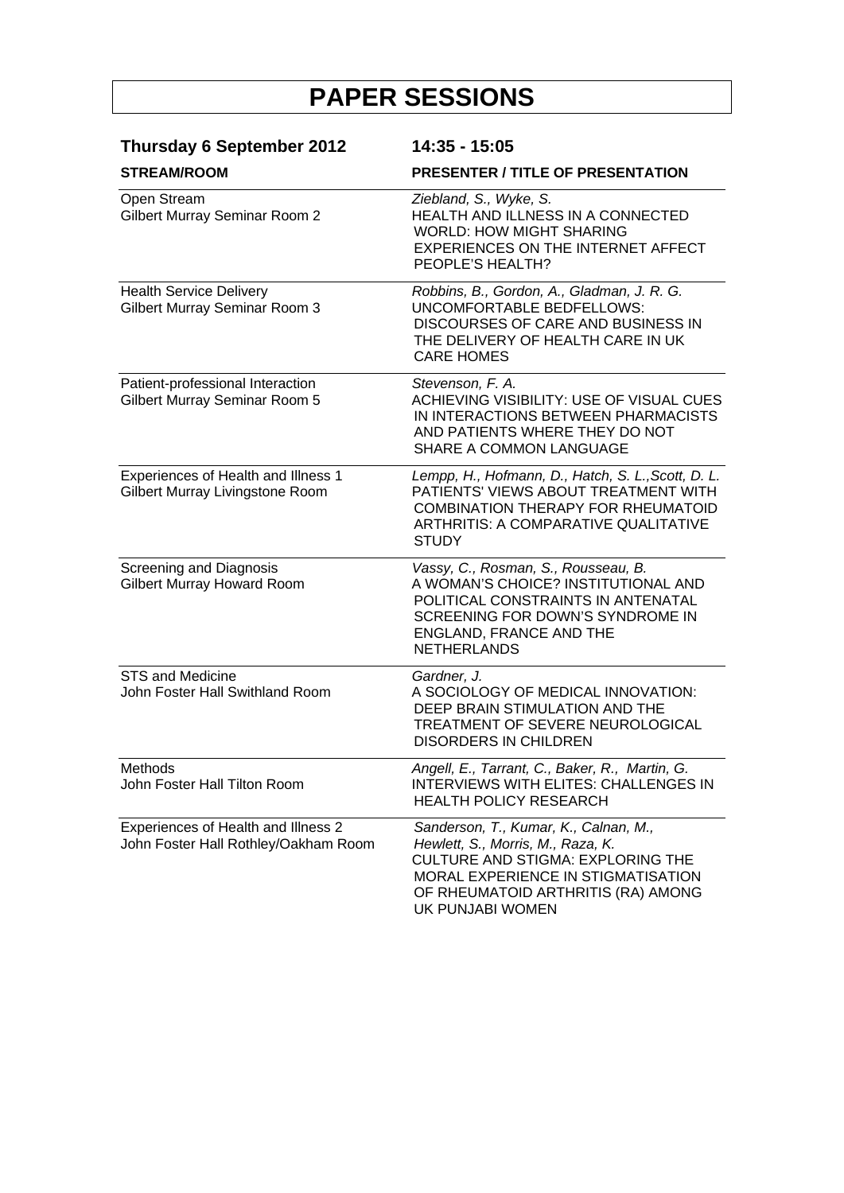# PAPER SESSIONS

**Thursday 6 September 2012** **14:35 - 15:05**

| STREAM/ROOM | PRESENTER / TITLE OF PRESENTATION |
|---|---|
| Open Stream<br>Gilbert Murray Seminar Room 2 | *Ziebland, S., Wyke, S.*<br>HEALTH AND ILLNESS IN A CONNECTED WORLD: HOW MIGHT SHARING EXPERIENCES ON THE INTERNET AFFECT PEOPLE'S HEALTH? |
| Health Service Delivery<br>Gilbert Murray Seminar Room 3 | *Robbins, B., Gordon, A., Gladman, J. R. G.*<br>UNCOMFORTABLE BEDFELLOWS: DISCOURSES OF CARE AND BUSINESS IN THE DELIVERY OF HEALTH CARE IN UK CARE HOMES |
| Patient-professional Interaction<br>Gilbert Murray Seminar Room 5 | *Stevenson, F. A.*<br>ACHIEVING VISIBILITY: USE OF VISUAL CUES IN INTERACTIONS BETWEEN PHARMACISTS AND PATIENTS WHERE THEY DO NOT SHARE A COMMON LANGUAGE |
| Experiences of Health and Illness 1<br>Gilbert Murray Livingstone Room | *Lempp, H., Hofmann, D., Hatch, S. L., Scott, D. L.*<br>PATIENTS' VIEWS ABOUT TREATMENT WITH COMBINATION THERAPY FOR RHEUMATOID ARTHRITIS: A COMPARATIVE QUALITATIVE STUDY |
| Screening and Diagnosis<br>Gilbert Murray Howard Room | *Vassy, C., Rosman, S., Rousseau, B.*<br>A WOMAN'S CHOICE? INSTITUTIONAL AND POLITICAL CONSTRAINTS IN ANTENATAL SCREENING FOR DOWN'S SYNDROME IN ENGLAND, FRANCE AND THE NETHERLANDS |
| STS and Medicine<br>John Foster Hall Swithland Room | *Gardner, J.*<br>A SOCIOLOGY OF MEDICAL INNOVATION: DEEP BRAIN STIMULATION AND THE TREATMENT OF SEVERE NEUROLOGICAL DISORDERS IN CHILDREN |
| Methods<br>John Foster Hall Tilton Room | *Angell, E., Tarrant, C., Baker, R., Martin, G.*<br>INTERVIEWS WITH ELITES: CHALLENGES IN HEALTH POLICY RESEARCH |
| Experiences of Health and Illness 2<br>John Foster Hall Rothley/Oakham Room | *Sanderson, T., Kumar, K., Calnan, M., Hewlett, S., Morris, M., Raza, K.*<br>CULTURE AND STIGMA: EXPLORING THE MORAL EXPERIENCE IN STIGMATISATION OF RHEUMATOID ARTHRITIS (RA) AMONG UK PUNJABI WOMEN |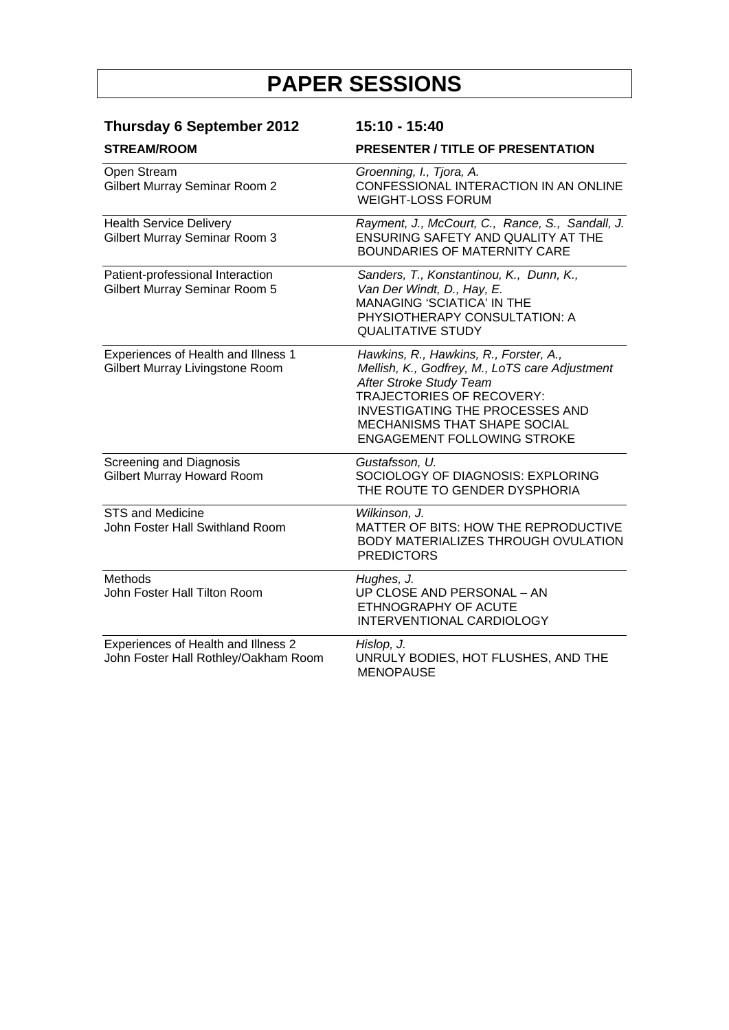# PAPER SESSIONS

| **Thursday 6 September 2012** | **15:10 - 15:40** |
|---|---|
| **STREAM/ROOM** | **PRESENTER / TITLE OF PRESENTATION** |
| Open Stream<br>Gilbert Murray Seminar Room 2 | *Groenning, I., Tjora, A.*<br>CONFESSIONAL INTERACTION IN AN ONLINE WEIGHT-LOSS FORUM |
| Health Service Delivery<br>Gilbert Murray Seminar Room 3 | *Rayment, J., McCourt, C., Rance, S., Sandall, J.*<br>ENSURING SAFETY AND QUALITY AT THE BOUNDARIES OF MATERNITY CARE |
| Patient-professional Interaction<br>Gilbert Murray Seminar Room 5 | *Sanders, T., Konstantinou, K., Dunn, K., Van Der Windt, D., Hay, E.*<br>MANAGING 'SCIATICA' IN THE PHYSIOTHERAPY CONSULTATION: A QUALITATIVE STUDY |
| Experiences of Health and Illness 1<br>Gilbert Murray Livingstone Room | *Hawkins, R., Hawkins, R., Forster, A., Mellish, K., Godfrey, M., LoTS care Adjustment After Stroke Study Team*<br>TRAJECTORIES OF RECOVERY: INVESTIGATING THE PROCESSES AND MECHANISMS THAT SHAPE SOCIAL ENGAGEMENT FOLLOWING STROKE |
| Screening and Diagnosis<br>Gilbert Murray Howard Room | *Gustafsson, U.*<br>SOCIOLOGY OF DIAGNOSIS: EXPLORING THE ROUTE TO GENDER DYSPHORIA |
| STS and Medicine<br>John Foster Hall Swithland Room | *Wilkinson, J.*<br>MATTER OF BITS: HOW THE REPRODUCTIVE BODY MATERIALIZES THROUGH OVULATION PREDICTORS |
| Methods<br>John Foster Hall Tilton Room | *Hughes, J.*<br>UP CLOSE AND PERSONAL – AN ETHNOGRAPHY OF ACUTE INTERVENTIONAL CARDIOLOGY |
| Experiences of Health and Illness 2<br>John Foster Hall Rothley/Oakham Room | *Hislop, J.*<br>UNRULY BODIES, HOT FLUSHES, AND THE MENOPAUSE |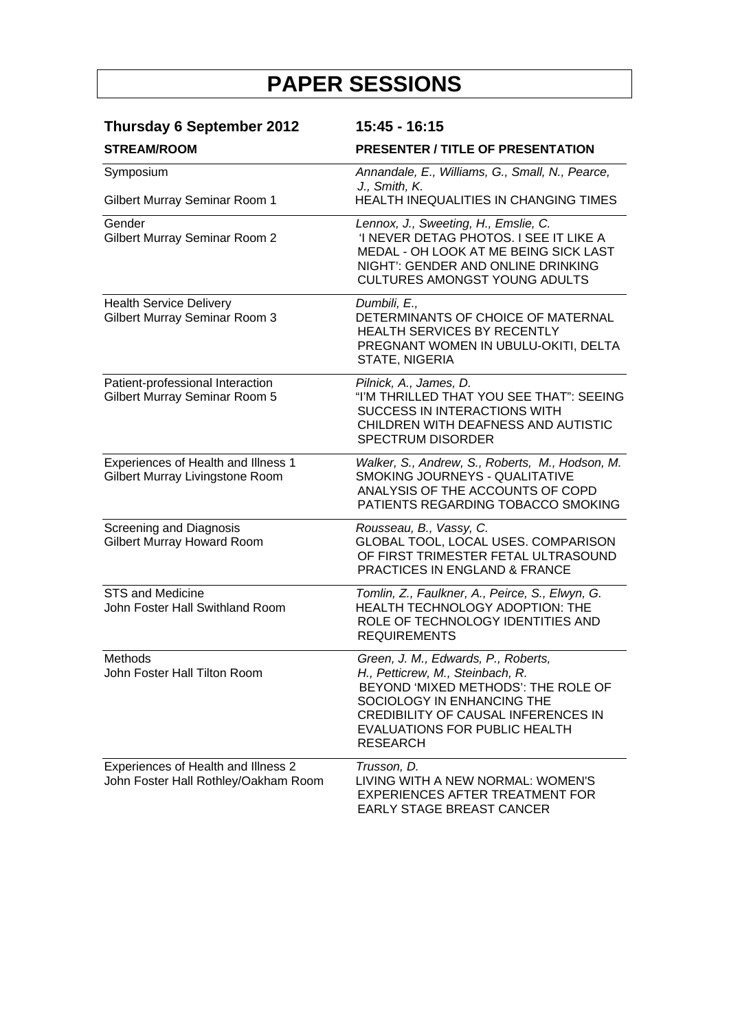# PAPER SESSIONS

## Thursday 6 September 2012 — 15:45 - 16:15

| STREAM/ROOM | PRESENTER / TITLE OF PRESENTATION |
|---|---|
| Symposium<br>Gilbert Murray Seminar Room 1 | *Annandale, E., Williams, G., Small, N., Pearce, J., Smith, K.*<br>HEALTH INEQUALITIES IN CHANGING TIMES |
| Gender<br>Gilbert Murray Seminar Room 2 | *Lennox, J., Sweeting, H., Emslie, C.*<br>'I NEVER DETAG PHOTOS. I SEE IT LIKE A MEDAL - OH LOOK AT ME BEING SICK LAST NIGHT': GENDER AND ONLINE DRINKING CULTURES AMONGST YOUNG ADULTS |
| Health Service Delivery<br>Gilbert Murray Seminar Room 3 | *Dumbili, E.,*<br>DETERMINANTS OF CHOICE OF MATERNAL HEALTH SERVICES BY RECENTLY PREGNANT WOMEN IN UBULU-OKITI, DELTA STATE, NIGERIA |
| Patient-professional Interaction<br>Gilbert Murray Seminar Room 5 | *Pilnick, A., James, D.*<br>"I'M THRILLED THAT YOU SEE THAT": SEEING SUCCESS IN INTERACTIONS WITH CHILDREN WITH DEAFNESS AND AUTISTIC SPECTRUM DISORDER |
| Experiences of Health and Illness 1<br>Gilbert Murray Livingstone Room | *Walker, S., Andrew, S., Roberts, M., Hodson, M.*<br>SMOKING JOURNEYS - QUALITATIVE ANALYSIS OF THE ACCOUNTS OF COPD PATIENTS REGARDING TOBACCO SMOKING |
| Screening and Diagnosis<br>Gilbert Murray Howard Room | *Rousseau, B., Vassy, C.*<br>GLOBAL TOOL, LOCAL USES. COMPARISON OF FIRST TRIMESTER FETAL ULTRASOUND PRACTICES IN ENGLAND & FRANCE |
| STS and Medicine<br>John Foster Hall Swithland Room | *Tomlin, Z., Faulkner, A., Peirce, S., Elwyn, G.*<br>HEALTH TECHNOLOGY ADOPTION: THE ROLE OF TECHNOLOGY IDENTITIES AND REQUIREMENTS |
| Methods<br>John Foster Hall Tilton Room | *Green, J. M., Edwards, P., Roberts, H., Petticrew, M., Steinbach, R.*<br>BEYOND 'MIXED METHODS': THE ROLE OF SOCIOLOGY IN ENHANCING THE CREDIBILITY OF CAUSAL INFERENCES IN EVALUATIONS FOR PUBLIC HEALTH RESEARCH |
| Experiences of Health and Illness 2<br>John Foster Hall Rothley/Oakham Room | *Trusson, D.*<br>LIVING WITH A NEW NORMAL: WOMEN'S EXPERIENCES AFTER TREATMENT FOR EARLY STAGE BREAST CANCER |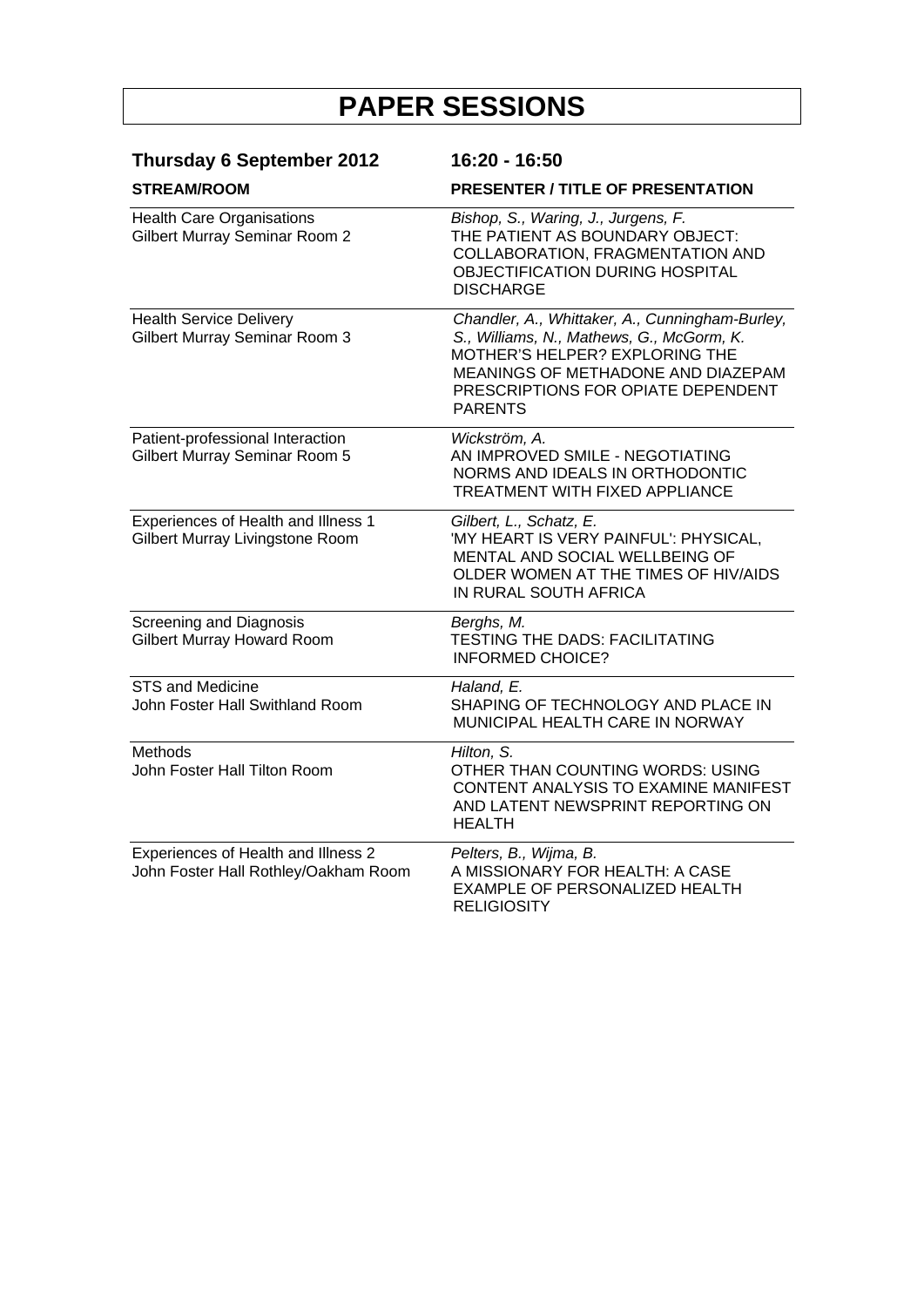# PAPER SESSIONS

**Thursday 6 September 2012** **16:20 - 16:50**

| STREAM/ROOM | PRESENTER / TITLE OF PRESENTATION |
|---|---|
| Health Care Organisations<br>Gilbert Murray Seminar Room 2 | *Bishop, S., Waring, J., Jurgens, F.*<br>THE PATIENT AS BOUNDARY OBJECT: COLLABORATION, FRAGMENTATION AND OBJECTIFICATION DURING HOSPITAL DISCHARGE |
| Health Service Delivery<br>Gilbert Murray Seminar Room 3 | *Chandler, A., Whittaker, A., Cunningham-Burley, S., Williams, N., Mathews, G., McGorm, K.*<br>MOTHER'S HELPER? EXPLORING THE MEANINGS OF METHADONE AND DIAZEPAM PRESCRIPTIONS FOR OPIATE DEPENDENT PARENTS |
| Patient-professional Interaction<br>Gilbert Murray Seminar Room 5 | *Wickström, A.*<br>AN IMPROVED SMILE - NEGOTIATING NORMS AND IDEALS IN ORTHODONTIC TREATMENT WITH FIXED APPLIANCE |
| Experiences of Health and Illness 1<br>Gilbert Murray Livingstone Room | *Gilbert, L., Schatz, E.*<br>'MY HEART IS VERY PAINFUL': PHYSICAL, MENTAL AND SOCIAL WELLBEING OF OLDER WOMEN AT THE TIMES OF HIV/AIDS IN RURAL SOUTH AFRICA |
| Screening and Diagnosis<br>Gilbert Murray Howard Room | *Berghs, M.*<br>TESTING THE DADS: FACILITATING INFORMED CHOICE? |
| STS and Medicine<br>John Foster Hall Swithland Room | *Haland, E.*<br>SHAPING OF TECHNOLOGY AND PLACE IN MUNICIPAL HEALTH CARE IN NORWAY |
| Methods<br>John Foster Hall Tilton Room | *Hilton, S.*<br>OTHER THAN COUNTING WORDS: USING CONTENT ANALYSIS TO EXAMINE MANIFEST AND LATENT NEWSPRINT REPORTING ON HEALTH |
| Experiences of Health and Illness 2<br>John Foster Hall Rothley/Oakham Room | *Pelters, B., Wijma, B.*<br>A MISSIONARY FOR HEALTH: A CASE EXAMPLE OF PERSONALIZED HEALTH RELIGIOSITY |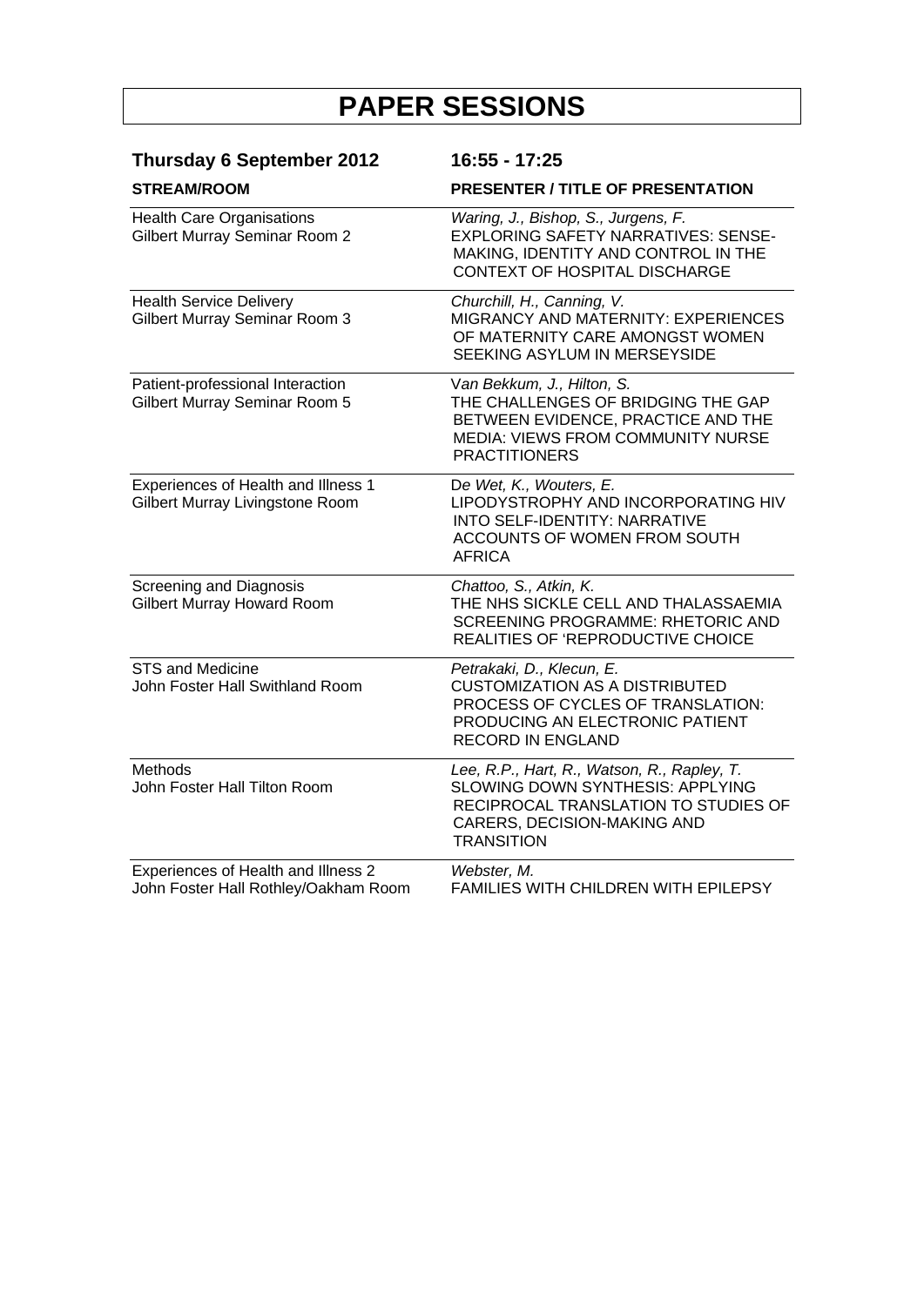# PAPER SESSIONS

## Thursday 6 September 2012 — 16:55 - 17:25

| STREAM/ROOM | PRESENTER / TITLE OF PRESENTATION |
|---|---|
| Health Care Organisations<br>Gilbert Murray Seminar Room 2 | *Waring, J., Bishop, S., Jurgens, F.*<br>EXPLORING SAFETY NARRATIVES: SENSE-MAKING, IDENTITY AND CONTROL IN THE CONTEXT OF HOSPITAL DISCHARGE |
| Health Service Delivery<br>Gilbert Murray Seminar Room 3 | *Churchill, H., Canning, V.*<br>MIGRANCY AND MATERNITY: EXPERIENCES OF MATERNITY CARE AMONGST WOMEN SEEKING ASYLUM IN MERSEYSIDE |
| Patient-professional Interaction<br>Gilbert Murray Seminar Room 5 | *Van Bekkum, J., Hilton, S.*<br>THE CHALLENGES OF BRIDGING THE GAP BETWEEN EVIDENCE, PRACTICE AND THE MEDIA: VIEWS FROM COMMUNITY NURSE PRACTITIONERS |
| Experiences of Health and Illness 1<br>Gilbert Murray Livingstone Room | *De Wet, K., Wouters, E.*<br>LIPODYSTROPHY AND INCORPORATING HIV INTO SELF-IDENTITY: NARRATIVE ACCOUNTS OF WOMEN FROM SOUTH AFRICA |
| Screening and Diagnosis<br>Gilbert Murray Howard Room | *Chattoo, S., Atkin, K.*<br>THE NHS SICKLE CELL AND THALASSAEMIA SCREENING PROGRAMME: RHETORIC AND REALITIES OF 'REPRODUCTIVE CHOICE |
| STS and Medicine<br>John Foster Hall Swithland Room | *Petrakaki, D., Klecun, E.*<br>CUSTOMIZATION AS A DISTRIBUTED PROCESS OF CYCLES OF TRANSLATION: PRODUCING AN ELECTRONIC PATIENT RECORD IN ENGLAND |
| Methods<br>John Foster Hall Tilton Room | *Lee, R.P., Hart, R., Watson, R., Rapley, T.*<br>SLOWING DOWN SYNTHESIS: APPLYING RECIPROCAL TRANSLATION TO STUDIES OF CARERS, DECISION-MAKING AND TRANSITION |
| Experiences of Health and Illness 2<br>John Foster Hall Rothley/Oakham Room | *Webster, M.*<br>FAMILIES WITH CHILDREN WITH EPILEPSY |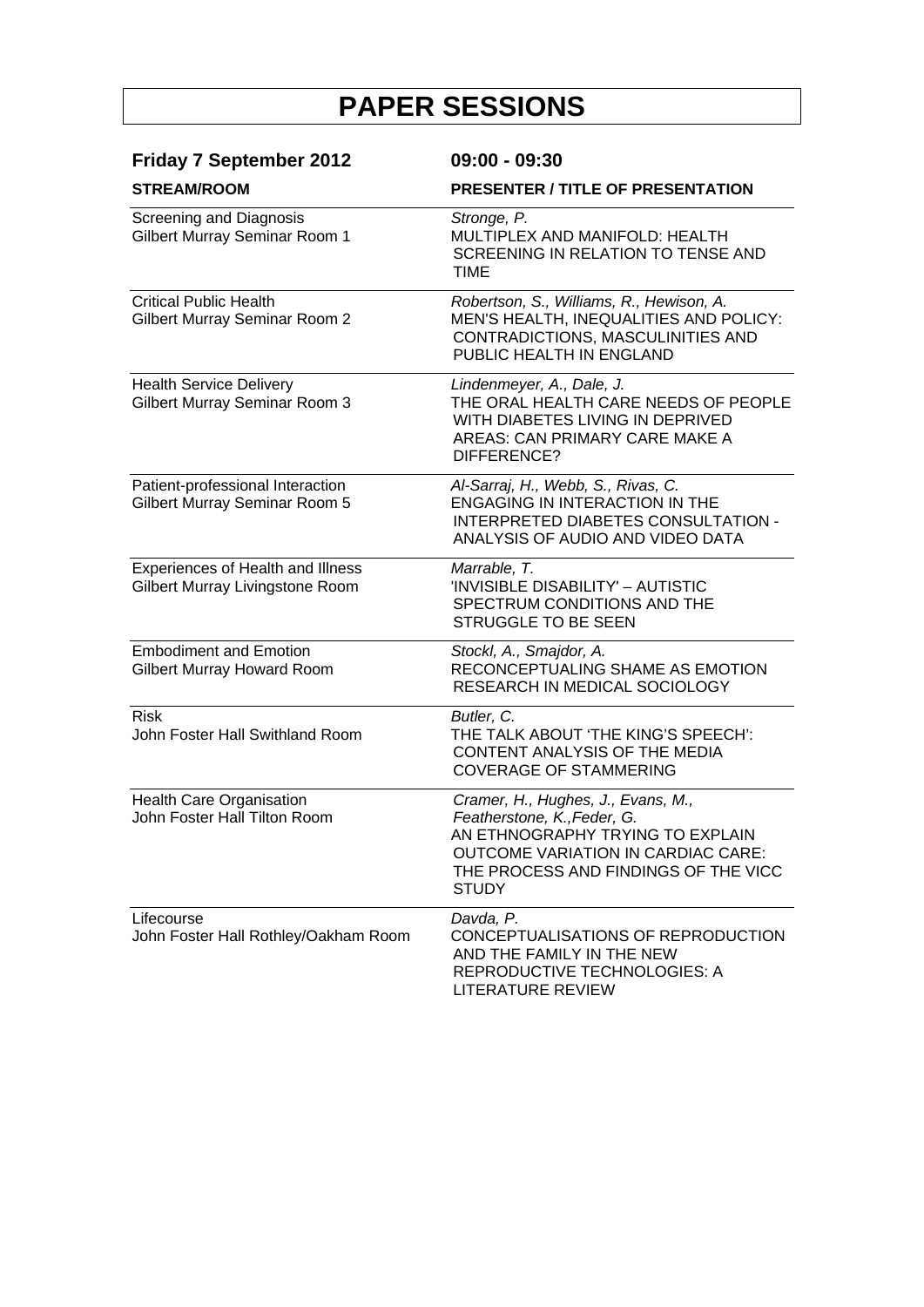# PAPER SESSIONS

## Friday 7 September 2012 — 09:00 - 09:30

| STREAM/ROOM | PRESENTER / TITLE OF PRESENTATION |
|---|---|
| Screening and Diagnosis<br>Gilbert Murray Seminar Room 1 | *Stronge, P.*<br>MULTIPLEX AND MANIFOLD: HEALTH SCREENING IN RELATION TO TENSE AND TIME |
| Critical Public Health<br>Gilbert Murray Seminar Room 2 | *Robertson, S., Williams, R., Hewison, A.*<br>MEN'S HEALTH, INEQUALITIES AND POLICY: CONTRADICTIONS, MASCULINITIES AND PUBLIC HEALTH IN ENGLAND |
| Health Service Delivery<br>Gilbert Murray Seminar Room 3 | *Lindenmeyer, A., Dale, J.*<br>THE ORAL HEALTH CARE NEEDS OF PEOPLE WITH DIABETES LIVING IN DEPRIVED AREAS: CAN PRIMARY CARE MAKE A DIFFERENCE? |
| Patient-professional Interaction<br>Gilbert Murray Seminar Room 5 | *Al-Sarraj, H., Webb, S., Rivas, C.*<br>ENGAGING IN INTERACTION IN THE INTERPRETED DIABETES CONSULTATION - ANALYSIS OF AUDIO AND VIDEO DATA |
| Experiences of Health and Illness<br>Gilbert Murray Livingstone Room | *Marrable, T.*<br>'INVISIBLE DISABILITY' – AUTISTIC SPECTRUM CONDITIONS AND THE STRUGGLE TO BE SEEN |
| Embodiment and Emotion<br>Gilbert Murray Howard Room | *Stockl, A., Smajdor, A.*<br>RECONCEPTUALING SHAME AS EMOTION RESEARCH IN MEDICAL SOCIOLOGY |
| Risk<br>John Foster Hall Swithland Room | *Butler, C.*<br>THE TALK ABOUT 'THE KING'S SPEECH': CONTENT ANALYSIS OF THE MEDIA COVERAGE OF STAMMERING |
| Health Care Organisation<br>John Foster Hall Tilton Room | *Cramer, H., Hughes, J., Evans, M., Featherstone, K.,Feder, G.*<br>AN ETHNOGRAPHY TRYING TO EXPLAIN OUTCOME VARIATION IN CARDIAC CARE: THE PROCESS AND FINDINGS OF THE VICC STUDY |
| Lifecourse<br>John Foster Hall Rothley/Oakham Room | *Davda, P.*<br>CONCEPTUALISATIONS OF REPRODUCTION AND THE FAMILY IN THE NEW REPRODUCTIVE TECHNOLOGIES: A LITERATURE REVIEW |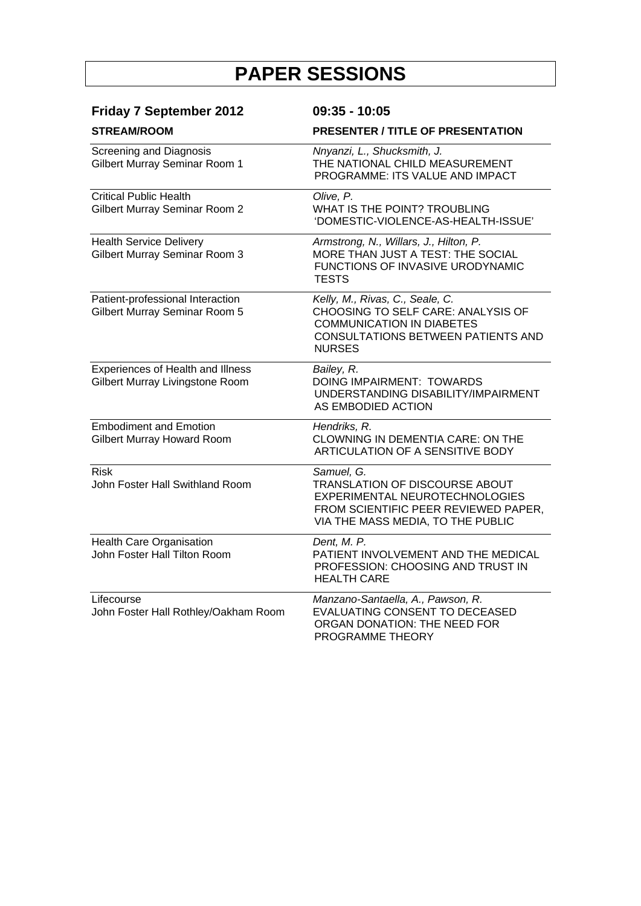# PAPER SESSIONS

**Friday 7 September 2012** **09:35 - 10:05**

| STREAM/ROOM | PRESENTER / TITLE OF PRESENTATION |
|---|---|
| Screening and Diagnosis<br>Gilbert Murray Seminar Room 1 | *Nnyanzi, L., Shucksmith, J.*<br>THE NATIONAL CHILD MEASUREMENT PROGRAMME: ITS VALUE AND IMPACT |
| Critical Public Health<br>Gilbert Murray Seminar Room 2 | *Olive, P.*<br>WHAT IS THE POINT? TROUBLING 'DOMESTIC-VIOLENCE-AS-HEALTH-ISSUE' |
| Health Service Delivery<br>Gilbert Murray Seminar Room 3 | *Armstrong, N., Willars, J., Hilton, P.*<br>MORE THAN JUST A TEST: THE SOCIAL FUNCTIONS OF INVASIVE URODYNAMIC TESTS |
| Patient-professional Interaction<br>Gilbert Murray Seminar Room 5 | *Kelly, M., Rivas, C., Seale, C.*<br>CHOOSING TO SELF CARE: ANALYSIS OF COMMUNICATION IN DIABETES CONSULTATIONS BETWEEN PATIENTS AND NURSES |
| Experiences of Health and Illness<br>Gilbert Murray Livingstone Room | *Bailey, R.*<br>DOING IMPAIRMENT: TOWARDS UNDERSTANDING DISABILITY/IMPAIRMENT AS EMBODIED ACTION |
| Embodiment and Emotion<br>Gilbert Murray Howard Room | *Hendriks, R.*<br>CLOWNING IN DEMENTIA CARE: ON THE ARTICULATION OF A SENSITIVE BODY |
| Risk<br>John Foster Hall Swithland Room | *Samuel, G.*<br>TRANSLATION OF DISCOURSE ABOUT EXPERIMENTAL NEUROTECHNOLOGIES FROM SCIENTIFIC PEER REVIEWED PAPER, VIA THE MASS MEDIA, TO THE PUBLIC |
| Health Care Organisation<br>John Foster Hall Tilton Room | *Dent, M. P.*<br>PATIENT INVOLVEMENT AND THE MEDICAL PROFESSION: CHOOSING AND TRUST IN HEALTH CARE |
| Lifecourse<br>John Foster Hall Rothley/Oakham Room | *Manzano-Santaella, A., Pawson, R.*<br>EVALUATING CONSENT TO DECEASED ORGAN DONATION: THE NEED FOR PROGRAMME THEORY |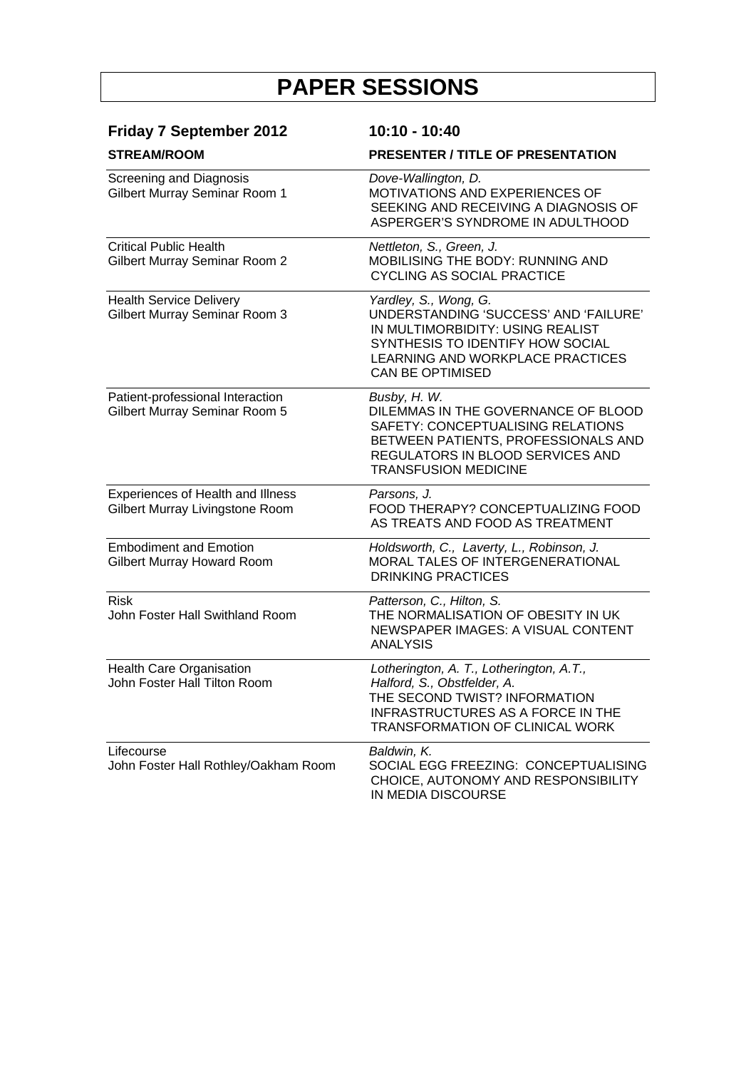# PAPER SESSIONS

**Friday 7 September 2012** **10:10 - 10:40**

| STREAM/ROOM | PRESENTER / TITLE OF PRESENTATION |
|---|---|
| Screening and Diagnosis<br>Gilbert Murray Seminar Room 1 | *Dove-Wallington, D.*<br>MOTIVATIONS AND EXPERIENCES OF SEEKING AND RECEIVING A DIAGNOSIS OF ASPERGER'S SYNDROME IN ADULTHOOD |
| Critical Public Health<br>Gilbert Murray Seminar Room 2 | *Nettleton, S., Green, J.*<br>MOBILISING THE BODY: RUNNING AND CYCLING AS SOCIAL PRACTICE |
| Health Service Delivery<br>Gilbert Murray Seminar Room 3 | *Yardley, S., Wong, G.*<br>UNDERSTANDING 'SUCCESS' AND 'FAILURE' IN MULTIMORBIDITY: USING REALIST SYNTHESIS TO IDENTIFY HOW SOCIAL LEARNING AND WORKPLACE PRACTICES CAN BE OPTIMISED |
| Patient-professional Interaction<br>Gilbert Murray Seminar Room 5 | *Busby, H. W.*<br>DILEMMAS IN THE GOVERNANCE OF BLOOD SAFETY: CONCEPTUALISING RELATIONS BETWEEN PATIENTS, PROFESSIONALS AND REGULATORS IN BLOOD SERVICES AND TRANSFUSION MEDICINE |
| Experiences of Health and Illness<br>Gilbert Murray Livingstone Room | *Parsons, J.*<br>FOOD THERAPY? CONCEPTUALIZING FOOD AS TREATS AND FOOD AS TREATMENT |
| Embodiment and Emotion<br>Gilbert Murray Howard Room | *Holdsworth, C., Laverty, L., Robinson, J.*<br>MORAL TALES OF INTERGENERATIONAL DRINKING PRACTICES |
| Risk<br>John Foster Hall Swithland Room | *Patterson, C., Hilton, S.*<br>THE NORMALISATION OF OBESITY IN UK NEWSPAPER IMAGES: A VISUAL CONTENT ANALYSIS |
| Health Care Organisation<br>John Foster Hall Tilton Room | *Lotherington, A. T., Lotherington, A.T., Halford, S., Obstfelder, A.*<br>THE SECOND TWIST? INFORMATION INFRASTRUCTURES AS A FORCE IN THE TRANSFORMATION OF CLINICAL WORK |
| Lifecourse<br>John Foster Hall Rothley/Oakham Room | *Baldwin, K.*<br>SOCIAL EGG FREEZING: CONCEPTUALISING CHOICE, AUTONOMY AND RESPONSIBILITY IN MEDIA DISCOURSE |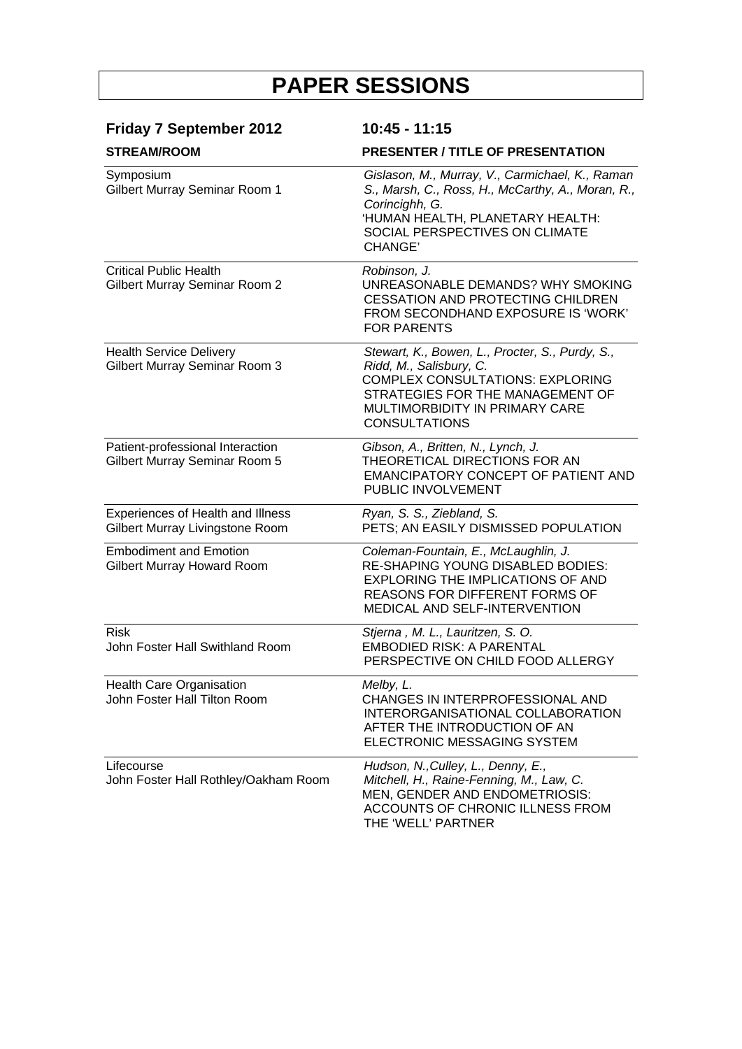# PAPER SESSIONS

**Friday 7 September 2012** **10:45 - 11:15**

| STREAM/ROOM | PRESENTER / TITLE OF PRESENTATION |
|---|---|
| Symposium<br>Gilbert Murray Seminar Room 1 | *Gislason, M., Murray, V., Carmichael, K., Raman S., Marsh, C., Ross, H., McCarthy, A., Moran, R., Corincighh, G.*<br>'HUMAN HEALTH, PLANETARY HEALTH: SOCIAL PERSPECTIVES ON CLIMATE CHANGE' |
| Critical Public Health<br>Gilbert Murray Seminar Room 2 | *Robinson, J.*<br>UNREASONABLE DEMANDS? WHY SMOKING CESSATION AND PROTECTING CHILDREN FROM SECONDHAND EXPOSURE IS 'WORK' FOR PARENTS |
| Health Service Delivery<br>Gilbert Murray Seminar Room 3 | *Stewart, K., Bowen, L., Procter, S., Purdy, S., Ridd, M., Salisbury, C.*<br>COMPLEX CONSULTATIONS: EXPLORING STRATEGIES FOR THE MANAGEMENT OF MULTIMORBIDITY IN PRIMARY CARE CONSULTATIONS |
| Patient-professional Interaction<br>Gilbert Murray Seminar Room 5 | *Gibson, A., Britten, N., Lynch, J.*<br>THEORETICAL DIRECTIONS FOR AN EMANCIPATORY CONCEPT OF PATIENT AND PUBLIC INVOLVEMENT |
| Experiences of Health and Illness<br>Gilbert Murray Livingstone Room | *Ryan, S. S., Ziebland, S.*<br>PETS; AN EASILY DISMISSED POPULATION |
| Embodiment and Emotion<br>Gilbert Murray Howard Room | *Coleman-Fountain, E., McLaughlin, J.*<br>RE-SHAPING YOUNG DISABLED BODIES: EXPLORING THE IMPLICATIONS OF AND REASONS FOR DIFFERENT FORMS OF MEDICAL AND SELF-INTERVENTION |
| Risk<br>John Foster Hall Swithland Room | *Stjerna , M. L., Lauritzen, S. O.*<br>EMBODIED RISK: A PARENTAL PERSPECTIVE ON CHILD FOOD ALLERGY |
| Health Care Organisation<br>John Foster Hall Tilton Room | *Melby, L.*<br>CHANGES IN INTERPROFESSIONAL AND INTERORGANISATIONAL COLLABORATION AFTER THE INTRODUCTION OF AN ELECTRONIC MESSAGING SYSTEM |
| Lifecourse<br>John Foster Hall Rothley/Oakham Room | *Hudson, N.,Culley, L., Denny, E., Mitchell, H., Raine-Fenning, M., Law, C.*<br>MEN, GENDER AND ENDOMETRIOSIS: ACCOUNTS OF CHRONIC ILLNESS FROM THE 'WELL' PARTNER |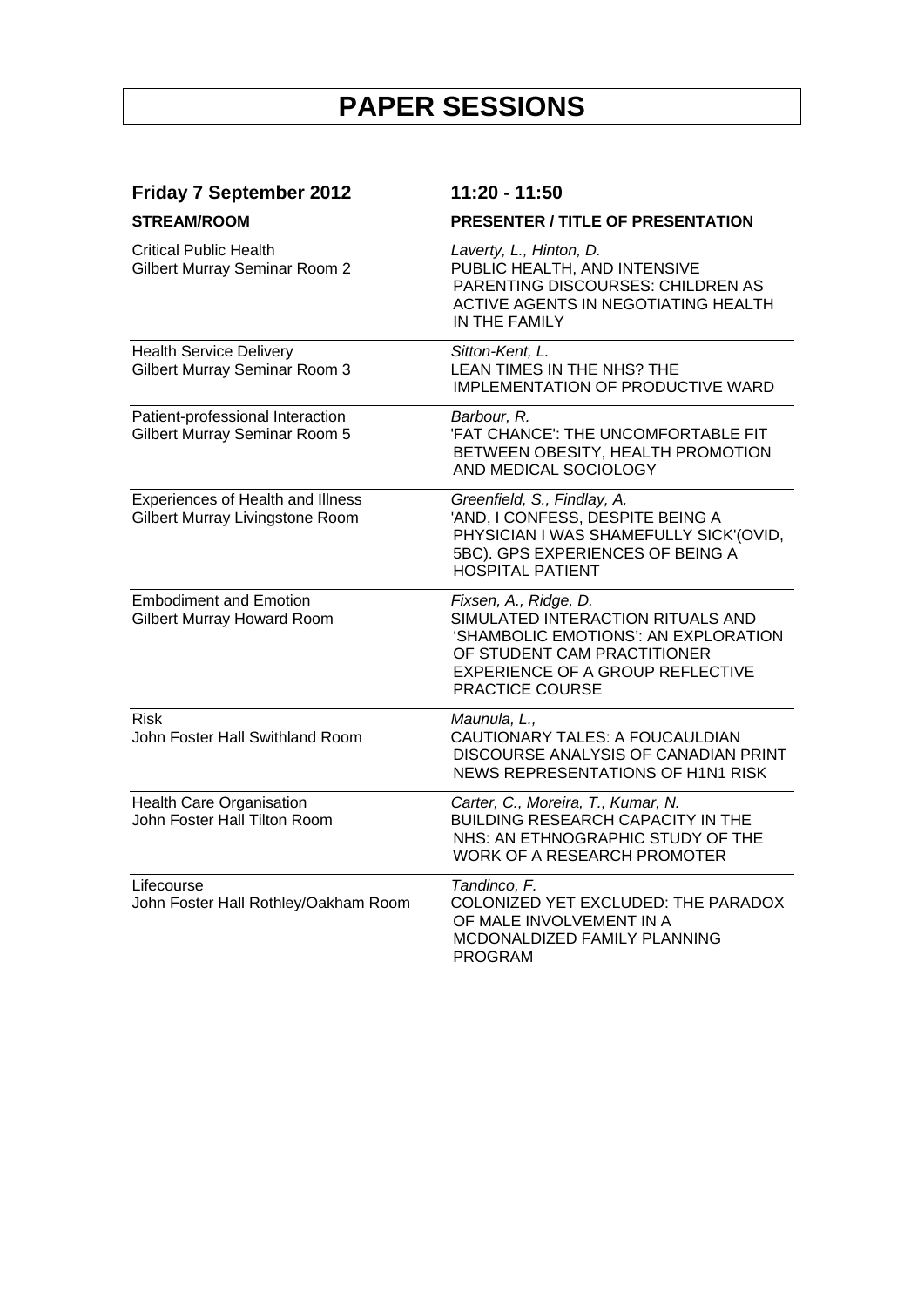# PAPER SESSIONS

| **Friday 7 September 2012** | **11:20 - 11:50** |
|---|---|
| **STREAM/ROOM** | **PRESENTER / TITLE OF PRESENTATION** |
| Critical Public Health<br>Gilbert Murray Seminar Room 2 | *Laverty, L., Hinton, D.*<br>PUBLIC HEALTH, AND INTENSIVE PARENTING DISCOURSES: CHILDREN AS ACTIVE AGENTS IN NEGOTIATING HEALTH IN THE FAMILY |
| Health Service Delivery<br>Gilbert Murray Seminar Room 3 | *Sitton-Kent, L.*<br>LEAN TIMES IN THE NHS? THE IMPLEMENTATION OF PRODUCTIVE WARD |
| Patient-professional Interaction<br>Gilbert Murray Seminar Room 5 | *Barbour, R.*<br>'FAT CHANCE': THE UNCOMFORTABLE FIT BETWEEN OBESITY, HEALTH PROMOTION AND MEDICAL SOCIOLOGY |
| Experiences of Health and Illness<br>Gilbert Murray Livingstone Room | *Greenfield, S., Findlay, A.*<br>'AND, I CONFESS, DESPITE BEING A PHYSICIAN I WAS SHAMEFULLY SICK'(OVID, 5BC). GPS EXPERIENCES OF BEING A HOSPITAL PATIENT |
| Embodiment and Emotion<br>Gilbert Murray Howard Room | *Fixsen, A., Ridge, D.*<br>SIMULATED INTERACTION RITUALS AND 'SHAMBOLIC EMOTIONS': AN EXPLORATION OF STUDENT CAM PRACTITIONER EXPERIENCE OF A GROUP REFLECTIVE PRACTICE COURSE |
| Risk<br>John Foster Hall Swithland Room | *Maunula, L.,*<br>CAUTIONARY TALES: A FOUCAULDIAN DISCOURSE ANALYSIS OF CANADIAN PRINT NEWS REPRESENTATIONS OF H1N1 RISK |
| Health Care Organisation<br>John Foster Hall Tilton Room | *Carter, C., Moreira, T., Kumar, N.*<br>BUILDING RESEARCH CAPACITY IN THE NHS: AN ETHNOGRAPHIC STUDY OF THE WORK OF A RESEARCH PROMOTER |
| Lifecourse<br>John Foster Hall Rothley/Oakham Room | *Tandinco, F.*<br>COLONIZED YET EXCLUDED: THE PARADOX OF MALE INVOLVEMENT IN A MCDONALDIZED FAMILY PLANNING PROGRAM |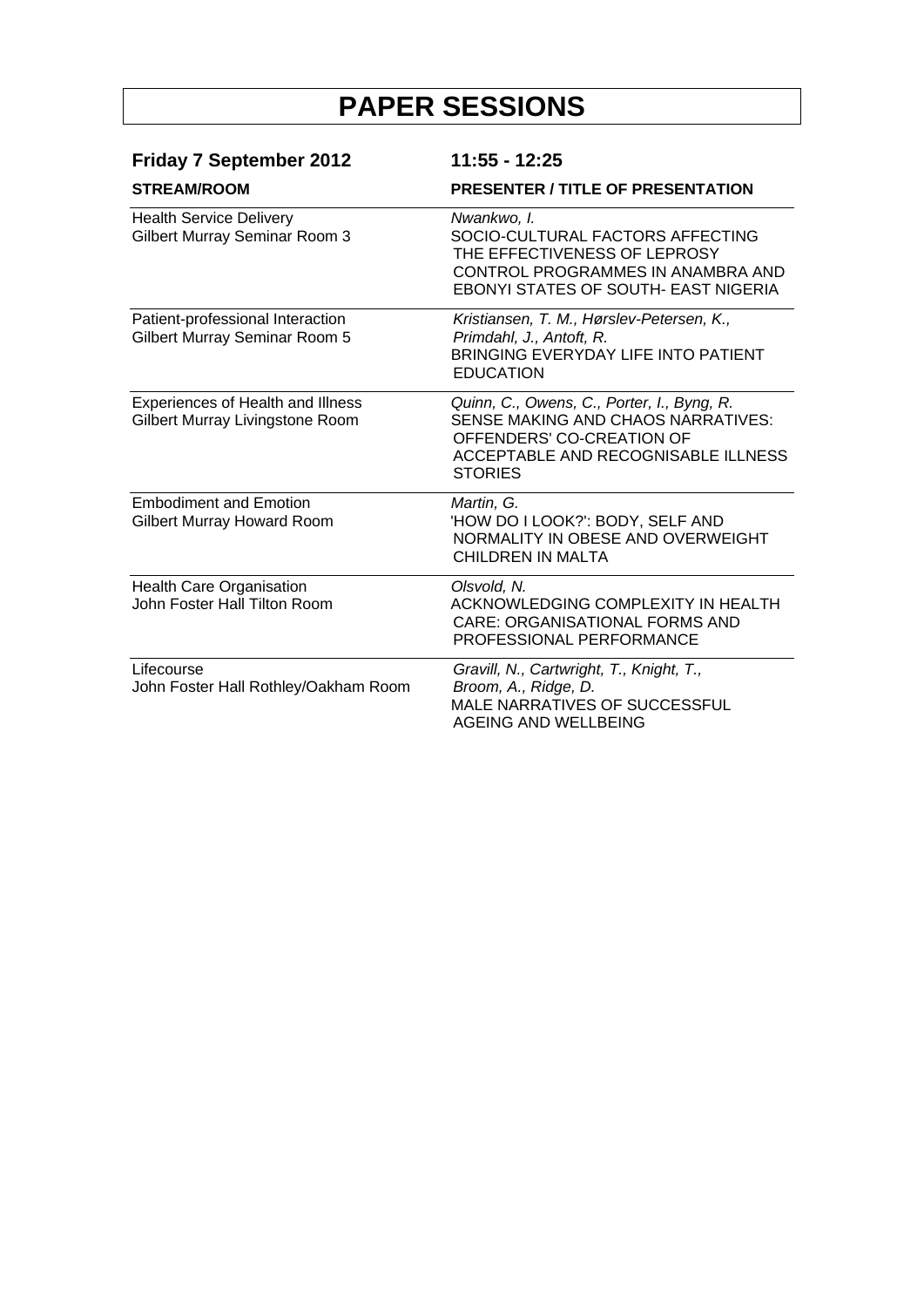# PAPER SESSIONS

**Friday 7 September 2012** **11:55 - 12:25**

| STREAM/ROOM | PRESENTER / TITLE OF PRESENTATION |
|---|---|
| Health Service Delivery<br>Gilbert Murray Seminar Room 3 | *Nwankwo, I.*<br>SOCIO-CULTURAL FACTORS AFFECTING THE EFFECTIVENESS OF LEPROSY CONTROL PROGRAMMES IN ANAMBRA AND EBONYI STATES OF SOUTH- EAST NIGERIA |
| Patient-professional Interaction<br>Gilbert Murray Seminar Room 5 | *Kristiansen, T. M., Hørslev-Petersen, K., Primdahl, J., Antoft, R.*<br>BRINGING EVERYDAY LIFE INTO PATIENT EDUCATION |
| Experiences of Health and Illness<br>Gilbert Murray Livingstone Room | *Quinn, C., Owens, C., Porter, I., Byng, R.*<br>SENSE MAKING AND CHAOS NARRATIVES: OFFENDERS' CO-CREATION OF ACCEPTABLE AND RECOGNISABLE ILLNESS STORIES |
| Embodiment and Emotion<br>Gilbert Murray Howard Room | *Martin, G.*<br>'HOW DO I LOOK?': BODY, SELF AND NORMALITY IN OBESE AND OVERWEIGHT CHILDREN IN MALTA |
| Health Care Organisation<br>John Foster Hall Tilton Room | *Olsvold, N.*<br>ACKNOWLEDGING COMPLEXITY IN HEALTH CARE: ORGANISATIONAL FORMS AND PROFESSIONAL PERFORMANCE |
| Lifecourse<br>John Foster Hall Rothley/Oakham Room | *Gravill, N., Cartwright, T., Knight, T., Broom, A., Ridge, D.*<br>MALE NARRATIVES OF SUCCESSFUL AGEING AND WELLBEING |